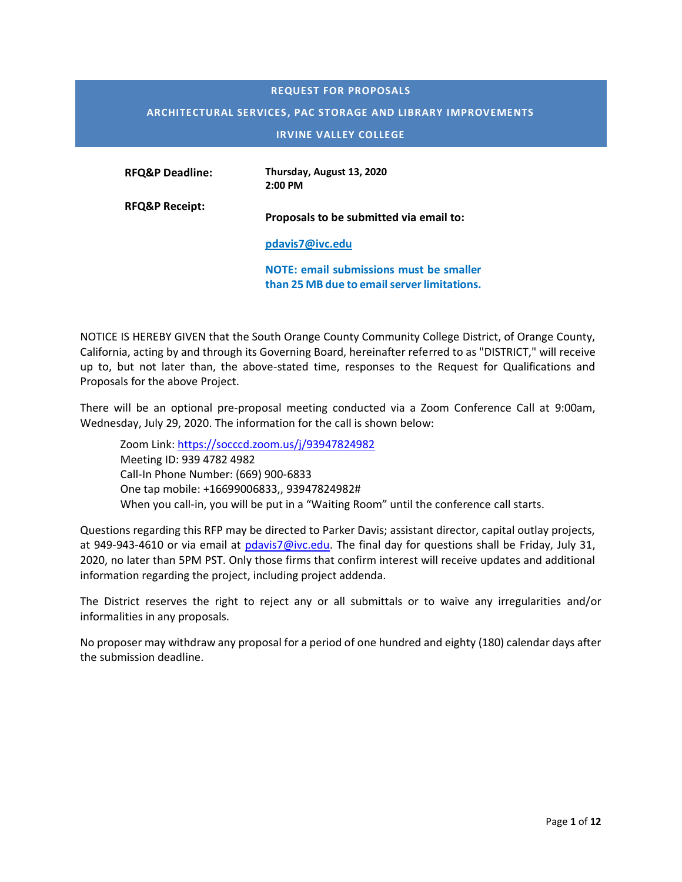# REQUEST FOR PROPOSALS

## ARCHITECTURAL SERVICES, PAC STORAGE AND LIBRARY IMPROVEMENTS

## IRVINE VALLEY COLLEGE

| | |
|---|---|
| **RFQ&P Deadline:** | **Thursday, August 13, 2020**<br>**2:00 PM** |
| **RFQ&P Receipt:** | **Proposals to be submitted via email to:**<br><br>**pdavis7@ivc.edu**<br><br>**NOTE: email submissions must be smaller than 25 MB due to email server limitations.** |

NOTICE IS HEREBY GIVEN that the South Orange County Community College District, of Orange County, California, acting by and through its Governing Board, hereinafter referred to as "DISTRICT," will receive up to, but not later than, the above-stated time, responses to the Request for Qualifications and Proposals for the above Project.

There will be an optional pre-proposal meeting conducted via a Zoom Conference Call at 9:00am, Wednesday, July 29, 2020. The information for the call is shown below:

> Zoom Link: https://socccd.zoom.us/j/93947824982
> Meeting ID: 939 4782 4982
> Call-In Phone Number: (669) 900-6833
> One tap mobile: +16699006833,, 93947824982#
> When you call-in, you will be put in a "Waiting Room" until the conference call starts.

Questions regarding this RFP may be directed to Parker Davis; assistant director, capital outlay projects, at 949-943-4610 or via email at pdavis7@ivc.edu. The final day for questions shall be Friday, July 31, 2020, no later than 5PM PST. Only those firms that confirm interest will receive updates and additional information regarding the project, including project addenda.

The District reserves the right to reject any or all submittals or to waive any irregularities and/or informalities in any proposals.

No proposer may withdraw any proposal for a period of one hundred and eighty (180) calendar days after the submission deadline.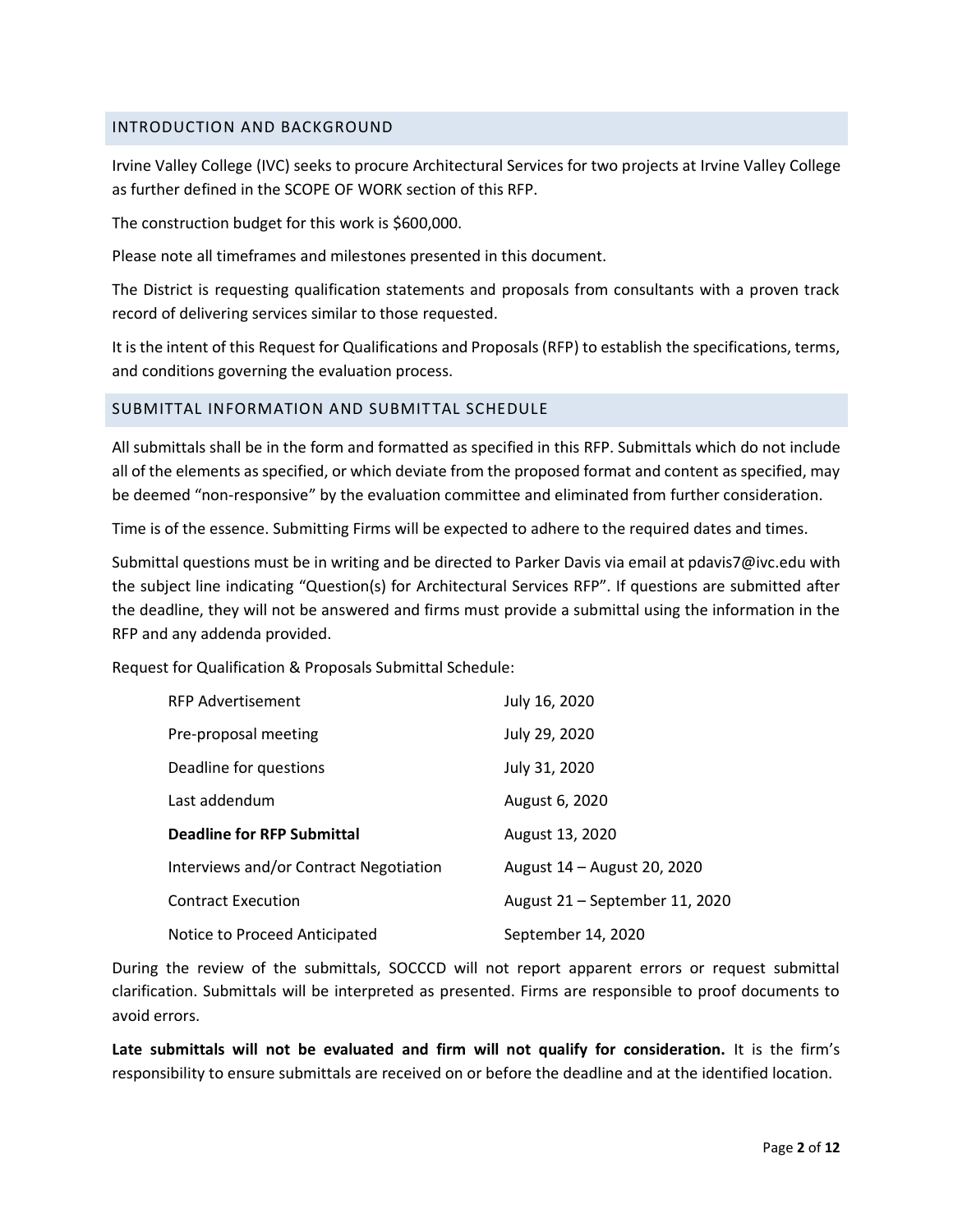## INTRODUCTION AND BACKGROUND

Irvine Valley College (IVC) seeks to procure Architectural Services for two projects at Irvine Valley College as further defined in the SCOPE OF WORK section of this RFP.

The construction budget for this work is $600,000.

Please note all timeframes and milestones presented in this document.

The District is requesting qualification statements and proposals from consultants with a proven track record of delivering services similar to those requested.

It is the intent of this Request for Qualifications and Proposals (RFP) to establish the specifications, terms, and conditions governing the evaluation process.

## SUBMITTAL INFORMATION AND SUBMITTAL SCHEDULE

All submittals shall be in the form and formatted as specified in this RFP. Submittals which do not include all of the elements as specified, or which deviate from the proposed format and content as specified, may be deemed "non-responsive" by the evaluation committee and eliminated from further consideration.

Time is of the essence. Submitting Firms will be expected to adhere to the required dates and times.

Submittal questions must be in writing and be directed to Parker Davis via email at pdavis7@ivc.edu with the subject line indicating "Question(s) for Architectural Services RFP". If questions are submitted after the deadline, they will not be answered and firms must provide a submittal using the information in the RFP and any addenda provided.

Request for Qualification & Proposals Submittal Schedule:

| | |
|---|---|
| RFP Advertisement | July 16, 2020 |
| Pre-proposal meeting | July 29, 2020 |
| Deadline for questions | July 31, 2020 |
| Last addendum | August 6, 2020 |
| **Deadline for RFP Submittal** | August 13, 2020 |
| Interviews and/or Contract Negotiation | August 14 – August 20, 2020 |
| Contract Execution | August 21 – September 11, 2020 |
| Notice to Proceed Anticipated | September 14, 2020 |

During the review of the submittals, SOCCCD will not report apparent errors or request submittal clarification. Submittals will be interpreted as presented. Firms are responsible to proof documents to avoid errors.

**Late submittals will not be evaluated and firm will not qualify for consideration.** It is the firm's responsibility to ensure submittals are received on or before the deadline and at the identified location.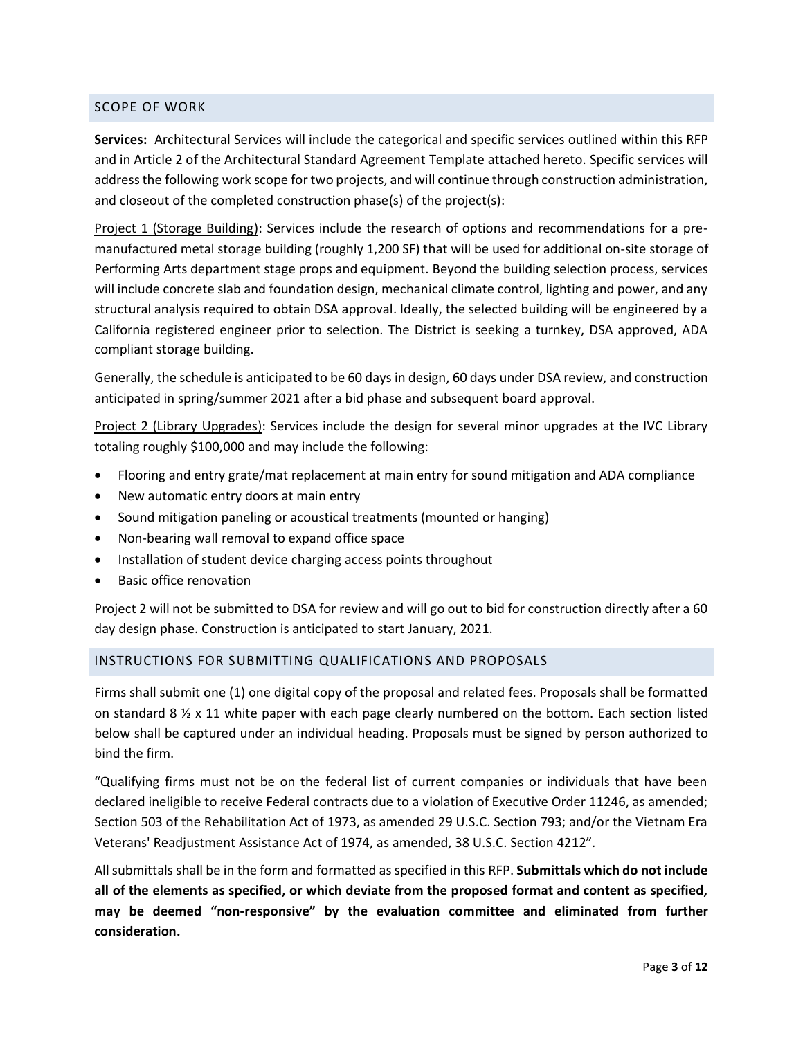## SCOPE OF WORK

**Services:** Architectural Services will include the categorical and specific services outlined within this RFP and in Article 2 of the Architectural Standard Agreement Template attached hereto. Specific services will address the following work scope for two projects, and will continue through construction administration, and closeout of the completed construction phase(s) of the project(s):

Project 1 (Storage Building): Services include the research of options and recommendations for a pre-manufactured metal storage building (roughly 1,200 SF) that will be used for additional on-site storage of Performing Arts department stage props and equipment. Beyond the building selection process, services will include concrete slab and foundation design, mechanical climate control, lighting and power, and any structural analysis required to obtain DSA approval. Ideally, the selected building will be engineered by a California registered engineer prior to selection. The District is seeking a turnkey, DSA approved, ADA compliant storage building.

Generally, the schedule is anticipated to be 60 days in design, 60 days under DSA review, and construction anticipated in spring/summer 2021 after a bid phase and subsequent board approval.

Project 2 (Library Upgrades): Services include the design for several minor upgrades at the IVC Library totaling roughly $100,000 and may include the following:

- Flooring and entry grate/mat replacement at main entry for sound mitigation and ADA compliance
- New automatic entry doors at main entry
- Sound mitigation paneling or acoustical treatments (mounted or hanging)
- Non-bearing wall removal to expand office space
- Installation of student device charging access points throughout
- Basic office renovation

Project 2 will not be submitted to DSA for review and will go out to bid for construction directly after a 60 day design phase. Construction is anticipated to start January, 2021.

## INSTRUCTIONS FOR SUBMITTING QUALIFICATIONS AND PROPOSALS

Firms shall submit one (1) one digital copy of the proposal and related fees. Proposals shall be formatted on standard 8 ½ x 11 white paper with each page clearly numbered on the bottom. Each section listed below shall be captured under an individual heading. Proposals must be signed by person authorized to bind the firm.

"Qualifying firms must not be on the federal list of current companies or individuals that have been declared ineligible to receive Federal contracts due to a violation of Executive Order 11246, as amended; Section 503 of the Rehabilitation Act of 1973, as amended 29 U.S.C. Section 793; and/or the Vietnam Era Veterans' Readjustment Assistance Act of 1974, as amended, 38 U.S.C. Section 4212".

All submittals shall be in the form and formatted as specified in this RFP. **Submittals which do not include all of the elements as specified, or which deviate from the proposed format and content as specified, may be deemed "non-responsive" by the evaluation committee and eliminated from further consideration.**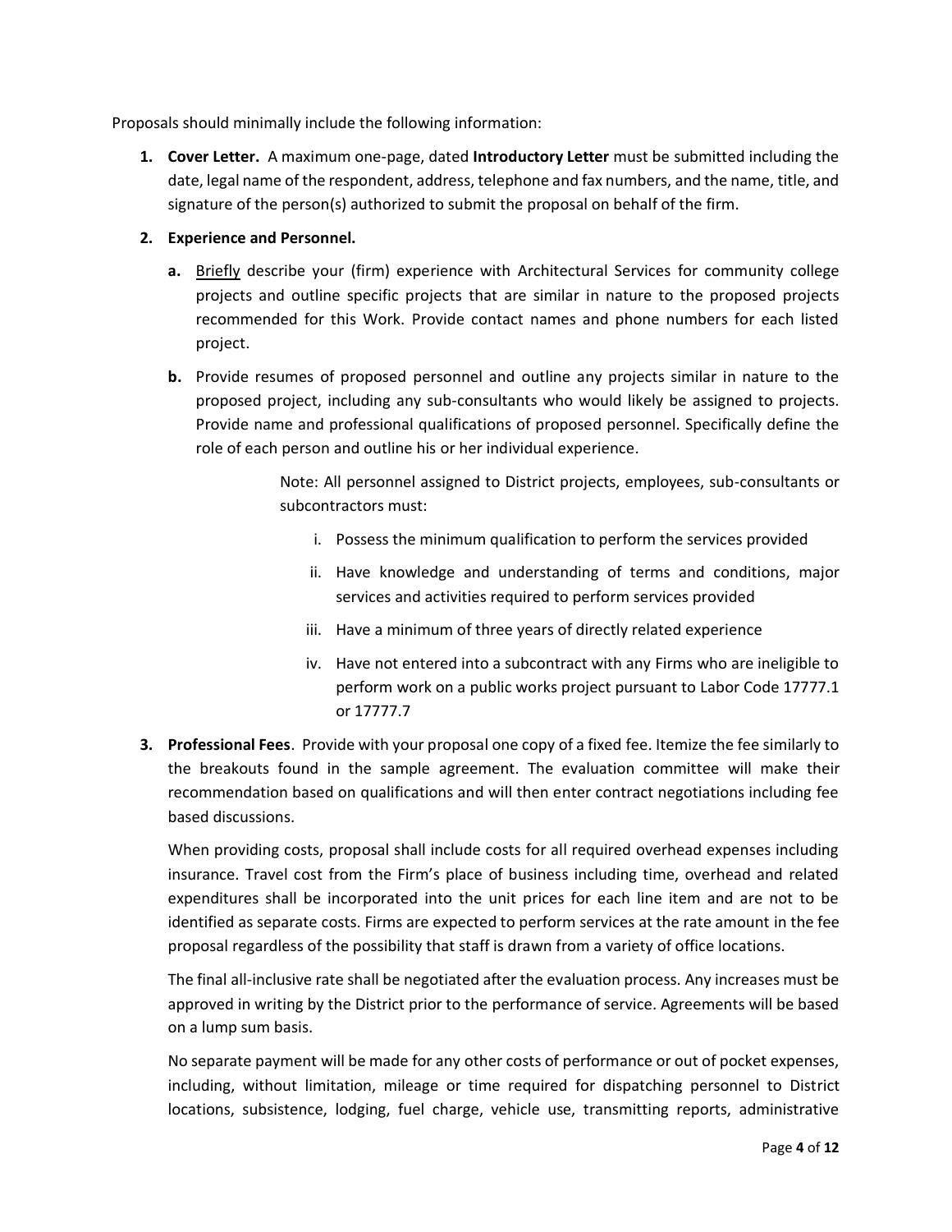Proposals should minimally include the following information:

1. **Cover Letter.** A maximum one-page, dated **Introductory Letter** must be submitted including the date, legal name of the respondent, address, telephone and fax numbers, and the name, title, and signature of the person(s) authorized to submit the proposal on behalf of the firm.

2. **Experience and Personnel.**

   a. Briefly describe your (firm) experience with Architectural Services for community college projects and outline specific projects that are similar in nature to the proposed projects recommended for this Work. Provide contact names and phone numbers for each listed project.

   b. Provide resumes of proposed personnel and outline any projects similar in nature to the proposed project, including any sub-consultants who would likely be assigned to projects. Provide name and professional qualifications of proposed personnel. Specifically define the role of each person and outline his or her individual experience.

      Note: All personnel assigned to District projects, employees, sub-consultants or subcontractors must:

      i. Possess the minimum qualification to perform the services provided

      ii. Have knowledge and understanding of terms and conditions, major services and activities required to perform services provided

      iii. Have a minimum of three years of directly related experience

      iv. Have not entered into a subcontract with any Firms who are ineligible to perform work on a public works project pursuant to Labor Code 17777.1 or 17777.7

3. **Professional Fees**. Provide with your proposal one copy of a fixed fee. Itemize the fee similarly to the breakouts found in the sample agreement. The evaluation committee will make their recommendation based on qualifications and will then enter contract negotiations including fee based discussions.

   When providing costs, proposal shall include costs for all required overhead expenses including insurance. Travel cost from the Firm's place of business including time, overhead and related expenditures shall be incorporated into the unit prices for each line item and are not to be identified as separate costs. Firms are expected to perform services at the rate amount in the fee proposal regardless of the possibility that staff is drawn from a variety of office locations.

   The final all-inclusive rate shall be negotiated after the evaluation process. Any increases must be approved in writing by the District prior to the performance of service. Agreements will be based on a lump sum basis.

   No separate payment will be made for any other costs of performance or out of pocket expenses, including, without limitation, mileage or time required for dispatching personnel to District locations, subsistence, lodging, fuel charge, vehicle use, transmitting reports, administrative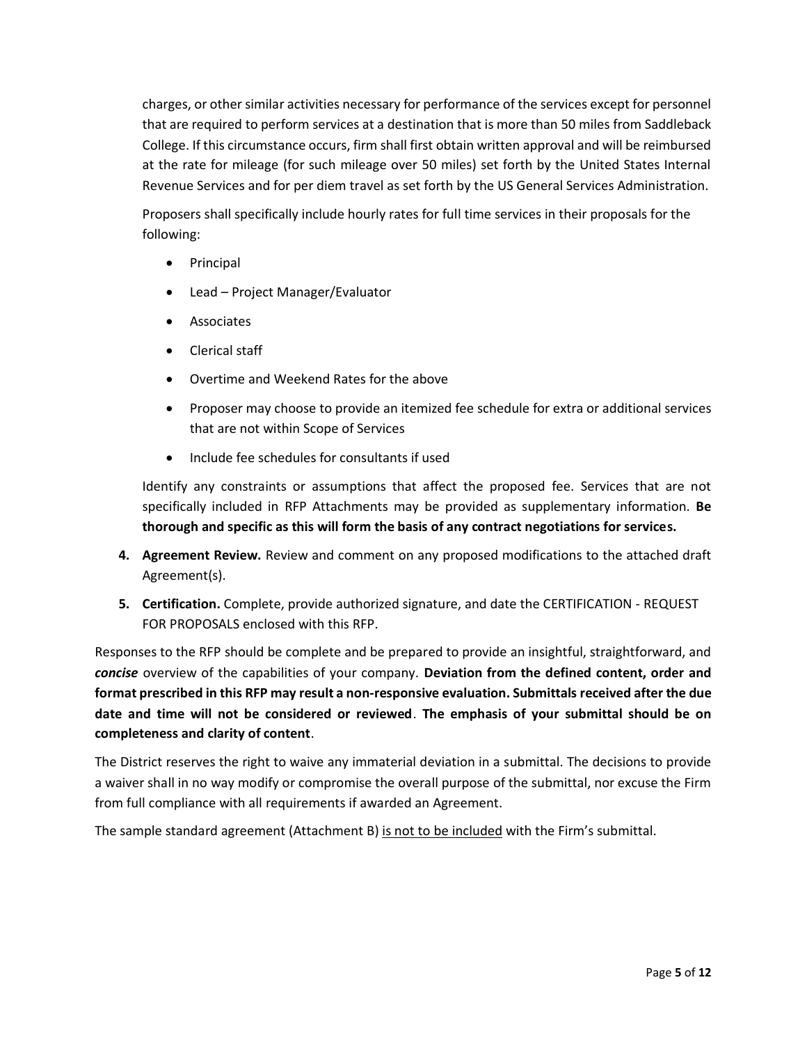charges, or other similar activities necessary for performance of the services except for personnel that are required to perform services at a destination that is more than 50 miles from Saddleback College. If this circumstance occurs, firm shall first obtain written approval and will be reimbursed at the rate for mileage (for such mileage over 50 miles) set forth by the United States Internal Revenue Services and for per diem travel as set forth by the US General Services Administration.

Proposers shall specifically include hourly rates for full time services in their proposals for the following:

- Principal
- Lead – Project Manager/Evaluator
- Associates
- Clerical staff
- Overtime and Weekend Rates for the above
- Proposer may choose to provide an itemized fee schedule for extra or additional services that are not within Scope of Services
- Include fee schedules for consultants if used

Identify any constraints or assumptions that affect the proposed fee. Services that are not specifically included in RFP Attachments may be provided as supplementary information. **Be thorough and specific as this will form the basis of any contract negotiations for services.**

4. **Agreement Review.** Review and comment on any proposed modifications to the attached draft Agreement(s).
5. **Certification.** Complete, provide authorized signature, and date the CERTIFICATION - REQUEST FOR PROPOSALS enclosed with this RFP.

Responses to the RFP should be complete and be prepared to provide an insightful, straightforward, and ***concise*** overview of the capabilities of your company. **Deviation from the defined content, order and format prescribed in this RFP may result a non-responsive evaluation. Submittals received after the due date and time will not be considered or reviewed**. **The emphasis of your submittal should be on completeness and clarity of content**.

The District reserves the right to waive any immaterial deviation in a submittal. The decisions to provide a waiver shall in no way modify or compromise the overall purpose of the submittal, nor excuse the Firm from full compliance with all requirements if awarded an Agreement.

The sample standard agreement (Attachment B) is not to be included with the Firm's submittal.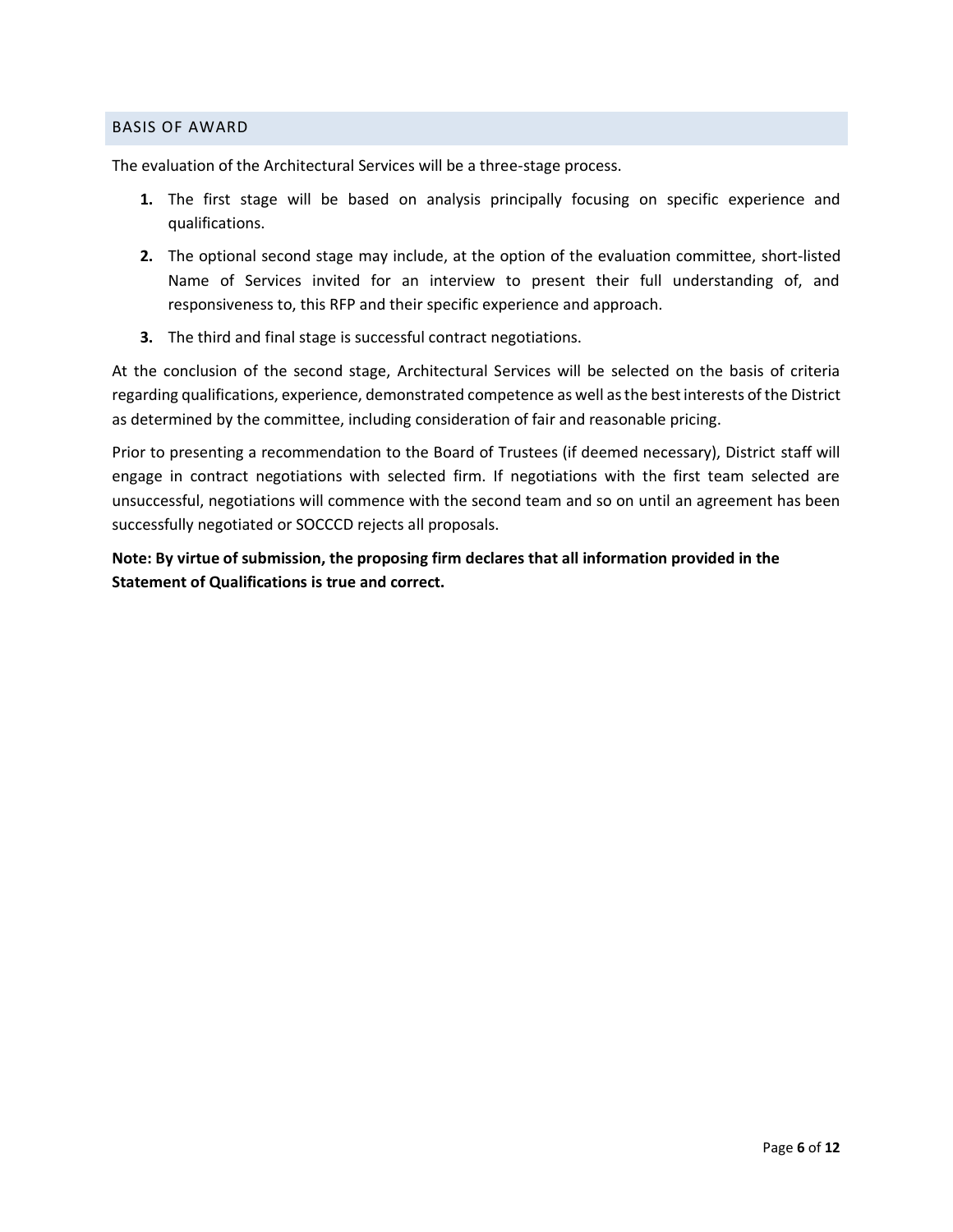## BASIS OF AWARD

The evaluation of the Architectural Services will be a three-stage process.

1. The first stage will be based on analysis principally focusing on specific experience and qualifications.
2. The optional second stage may include, at the option of the evaluation committee, short-listed Name of Services invited for an interview to present their full understanding of, and responsiveness to, this RFP and their specific experience and approach.
3. The third and final stage is successful contract negotiations.

At the conclusion of the second stage, Architectural Services will be selected on the basis of criteria regarding qualifications, experience, demonstrated competence as well as the best interests of the District as determined by the committee, including consideration of fair and reasonable pricing.

Prior to presenting a recommendation to the Board of Trustees (if deemed necessary), District staff will engage in contract negotiations with selected firm. If negotiations with the first team selected are unsuccessful, negotiations will commence with the second team and so on until an agreement has been successfully negotiated or SOCCCD rejects all proposals.

**Note: By virtue of submission, the proposing firm declares that all information provided in the Statement of Qualifications is true and correct.**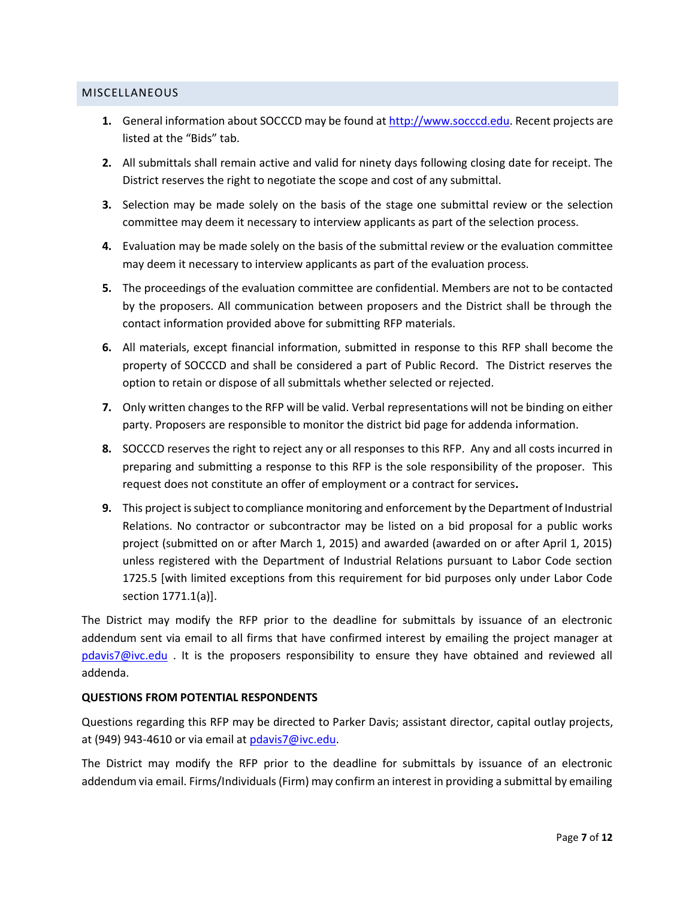## MISCELLANEOUS

1. General information about SOCCCD may be found at http://www.socccd.edu. Recent projects are listed at the "Bids" tab.
2. All submittals shall remain active and valid for ninety days following closing date for receipt. The District reserves the right to negotiate the scope and cost of any submittal.
3. Selection may be made solely on the basis of the stage one submittal review or the selection committee may deem it necessary to interview applicants as part of the selection process.
4. Evaluation may be made solely on the basis of the submittal review or the evaluation committee may deem it necessary to interview applicants as part of the evaluation process.
5. The proceedings of the evaluation committee are confidential. Members are not to be contacted by the proposers. All communication between proposers and the District shall be through the contact information provided above for submitting RFP materials.
6. All materials, except financial information, submitted in response to this RFP shall become the property of SOCCCD and shall be considered a part of Public Record. The District reserves the option to retain or dispose of all submittals whether selected or rejected.
7. Only written changes to the RFP will be valid. Verbal representations will not be binding on either party. Proposers are responsible to monitor the district bid page for addenda information.
8. SOCCCD reserves the right to reject any or all responses to this RFP. Any and all costs incurred in preparing and submitting a response to this RFP is the sole responsibility of the proposer. This request does not constitute an offer of employment or a contract for services**.**
9. This project is subject to compliance monitoring and enforcement by the Department of Industrial Relations. No contractor or subcontractor may be listed on a bid proposal for a public works project (submitted on or after March 1, 2015) and awarded (awarded on or after April 1, 2015) unless registered with the Department of Industrial Relations pursuant to Labor Code section 1725.5 [with limited exceptions from this requirement for bid purposes only under Labor Code section 1771.1(a)].

The District may modify the RFP prior to the deadline for submittals by issuance of an electronic addendum sent via email to all firms that have confirmed interest by emailing the project manager at pdavis7@ivc.edu . It is the proposers responsibility to ensure they have obtained and reviewed all addenda.

**QUESTIONS FROM POTENTIAL RESPONDENTS**

Questions regarding this RFP may be directed to Parker Davis; assistant director, capital outlay projects, at (949) 943-4610 or via email at pdavis7@ivc.edu.

The District may modify the RFP prior to the deadline for submittals by issuance of an electronic addendum via email. Firms/Individuals (Firm) may confirm an interest in providing a submittal by emailing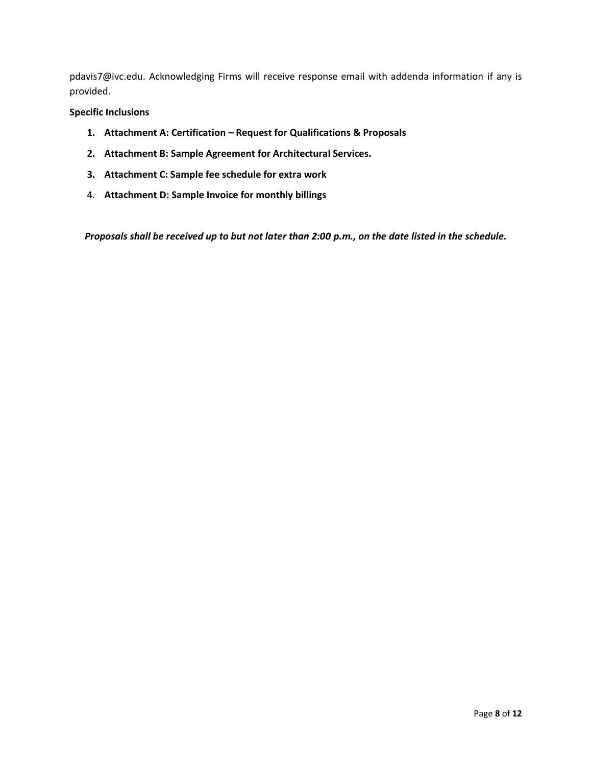pdavis7@ivc.edu. Acknowledging Firms will receive response email with addenda information if any is provided.

**Specific Inclusions**

1. **Attachment A: Certification – Request for Qualifications & Proposals**
2. **Attachment B: Sample Agreement for Architectural Services.**
3. **Attachment C: Sample fee schedule for extra work**
4. **Attachment D: Sample Invoice for monthly billings**

***Proposals shall be received up to but not later than 2:00 p.m., on the date listed in the schedule.***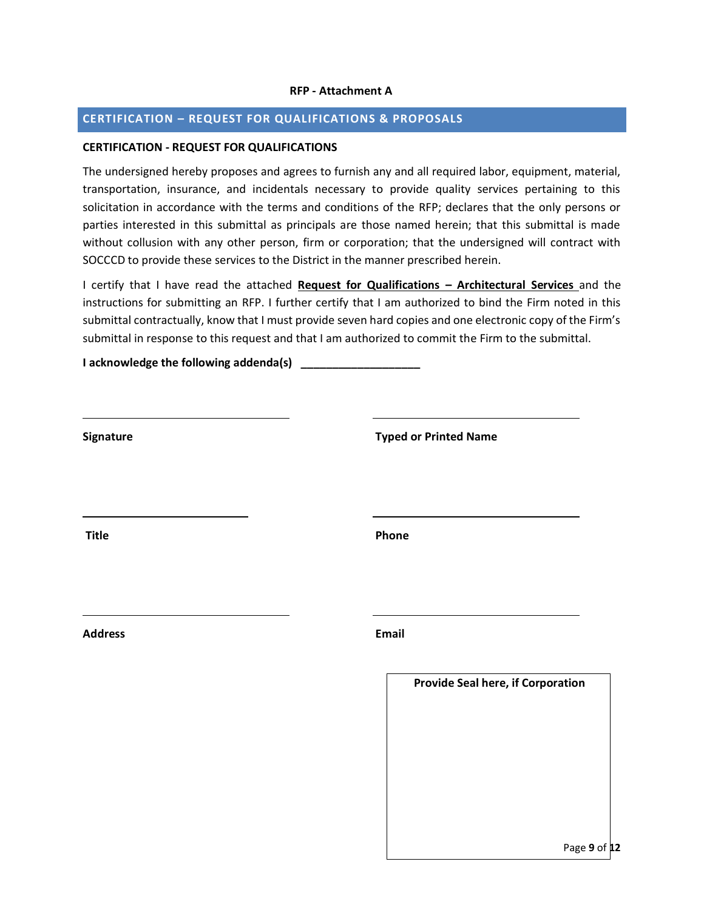**RFP - Attachment A**

## CERTIFICATION – REQUEST FOR QUALIFICATIONS & PROPOSALS

**CERTIFICATION - REQUEST FOR QUALIFICATIONS**

The undersigned hereby proposes and agrees to furnish any and all required labor, equipment, material, transportation, insurance, and incidentals necessary to provide quality services pertaining to this solicitation in accordance with the terms and conditions of the RFP; declares that the only persons or parties interested in this submittal as principals are those named herein; that this submittal is made without collusion with any other person, firm or corporation; that the undersigned will contract with SOCCCD to provide these services to the District in the manner prescribed herein.

I certify that I have read the attached **Request for Qualifications – Architectural Services** and the instructions for submitting an RFP. I further certify that I am authorized to bind the Firm noted in this submittal contractually, know that I must provide seven hard copies and one electronic copy of the Firm's submittal in response to this request and that I am authorized to commit the Firm to the submittal.

**I acknowledge the following addenda(s)** ___________________

_______________________________

**Signature**

_______________________________

**Typed or Printed Name**

_______________________________

**Title**

_______________________________

**Phone**

_______________________________

**Address**

_______________________________

**Email**

**Provide Seal here, if Corporation**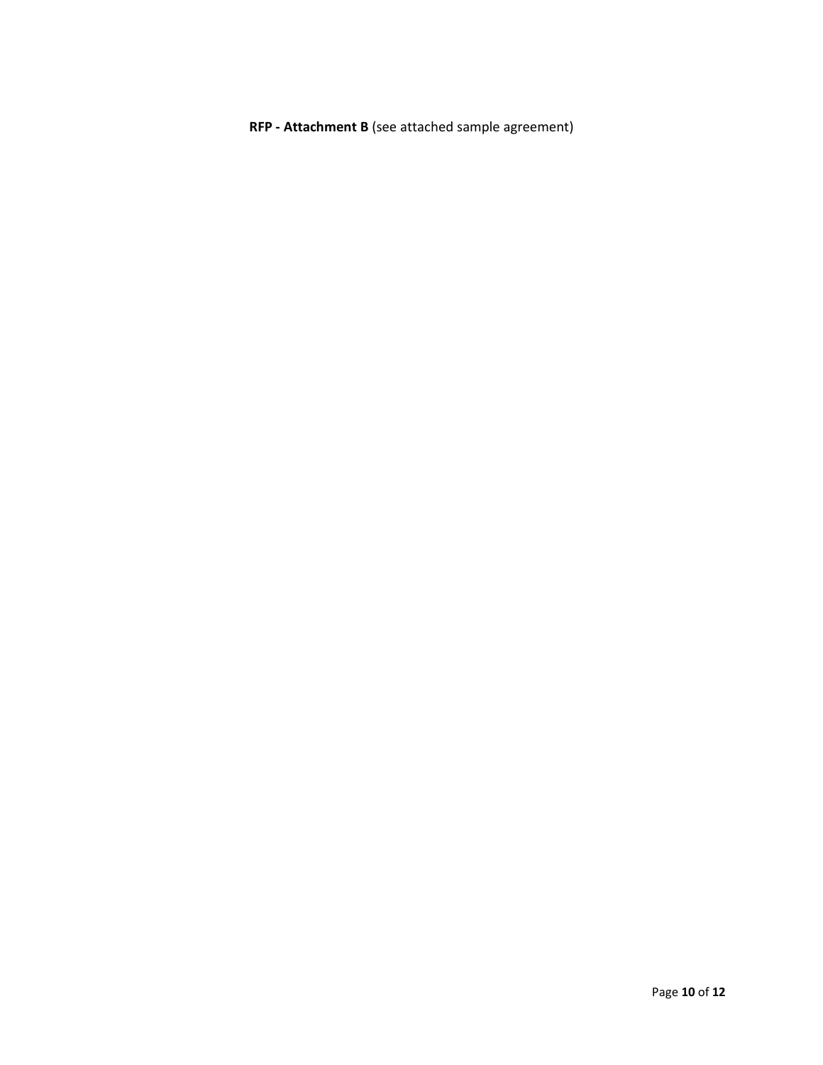**RFP - Attachment B** (see attached sample agreement)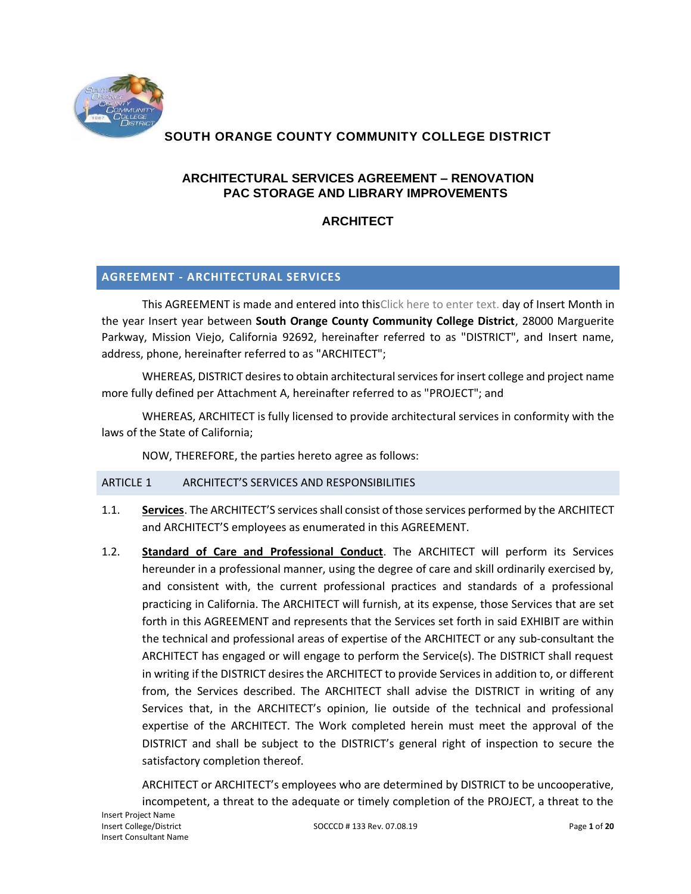**SOUTH ORANGE COUNTY COMMUNITY COLLEGE DISTRICT**

# ARCHITECTURAL SERVICES AGREEMENT – RENOVATION PAC STORAGE AND LIBRARY IMPROVEMENTS

## ARCHITECT

## AGREEMENT - ARCHITECTURAL SERVICES

This AGREEMENT is made and entered into thisClick here to enter text. day of Insert Month in the year Insert year between **South Orange County Community College District**, 28000 Marguerite Parkway, Mission Viejo, California 92692, hereinafter referred to as "DISTRICT", and Insert name, address, phone, hereinafter referred to as "ARCHITECT";

WHEREAS, DISTRICT desires to obtain architectural services for insert college and project name more fully defined per Attachment A, hereinafter referred to as "PROJECT"; and

WHEREAS, ARCHITECT is fully licensed to provide architectural services in conformity with the laws of the State of California;

NOW, THEREFORE, the parties hereto agree as follows:

### ARTICLE 1 ARCHITECT'S SERVICES AND RESPONSIBILITIES

1.1. **Services**. The ARCHITECT'S services shall consist of those services performed by the ARCHITECT and ARCHITECT'S employees as enumerated in this AGREEMENT.

1.2. **Standard of Care and Professional Conduct**. The ARCHITECT will perform its Services hereunder in a professional manner, using the degree of care and skill ordinarily exercised by, and consistent with, the current professional practices and standards of a professional practicing in California. The ARCHITECT will furnish, at its expense, those Services that are set forth in this AGREEMENT and represents that the Services set forth in said EXHIBIT are within the technical and professional areas of expertise of the ARCHITECT or any sub-consultant the ARCHITECT has engaged or will engage to perform the Service(s). The DISTRICT shall request in writing if the DISTRICT desires the ARCHITECT to provide Services in addition to, or different from, the Services described. The ARCHITECT shall advise the DISTRICT in writing of any Services that, in the ARCHITECT's opinion, lie outside of the technical and professional expertise of the ARCHITECT. The Work completed herein must meet the approval of the DISTRICT and shall be subject to the DISTRICT's general right of inspection to secure the satisfactory completion thereof.

ARCHITECT or ARCHITECT's employees who are determined by DISTRICT to be uncooperative, incompetent, a threat to the adequate or timely completion of the PROJECT, a threat to the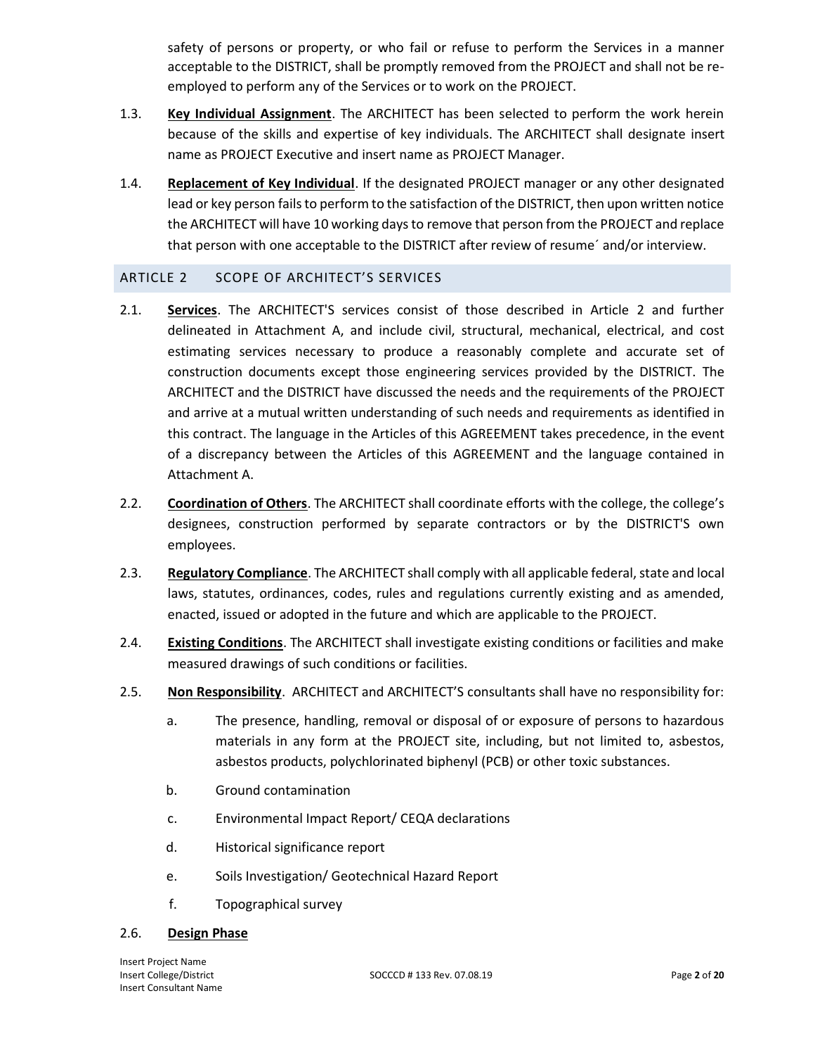safety of persons or property, or who fail or refuse to perform the Services in a manner acceptable to the DISTRICT, shall be promptly removed from the PROJECT and shall not be re-employed to perform any of the Services or to work on the PROJECT.

1.3. **Key Individual Assignment**. The ARCHITECT has been selected to perform the work herein because of the skills and expertise of key individuals. The ARCHITECT shall designate insert name as PROJECT Executive and insert name as PROJECT Manager.

1.4. **Replacement of Key Individual**. If the designated PROJECT manager or any other designated lead or key person fails to perform to the satisfaction of the DISTRICT, then upon written notice the ARCHITECT will have 10 working days to remove that person from the PROJECT and replace that person with one acceptable to the DISTRICT after review of resume´ and/or interview.

## ARTICLE 2 SCOPE OF ARCHITECT'S SERVICES

2.1. **Services**. The ARCHITECT'S services consist of those described in Article 2 and further delineated in Attachment A, and include civil, structural, mechanical, electrical, and cost estimating services necessary to produce a reasonably complete and accurate set of construction documents except those engineering services provided by the DISTRICT. The ARCHITECT and the DISTRICT have discussed the needs and the requirements of the PROJECT and arrive at a mutual written understanding of such needs and requirements as identified in this contract. The language in the Articles of this AGREEMENT takes precedence, in the event of a discrepancy between the Articles of this AGREEMENT and the language contained in Attachment A.

2.2. **Coordination of Others**. The ARCHITECT shall coordinate efforts with the college, the college's designees, construction performed by separate contractors or by the DISTRICT'S own employees.

2.3. **Regulatory Compliance**. The ARCHITECT shall comply with all applicable federal, state and local laws, statutes, ordinances, codes, rules and regulations currently existing and as amended, enacted, issued or adopted in the future and which are applicable to the PROJECT.

2.4. **Existing Conditions**. The ARCHITECT shall investigate existing conditions or facilities and make measured drawings of such conditions or facilities.

2.5. **Non Responsibility**. ARCHITECT and ARCHITECT'S consultants shall have no responsibility for:

a. The presence, handling, removal or disposal of or exposure of persons to hazardous materials in any form at the PROJECT site, including, but not limited to, asbestos, asbestos products, polychlorinated biphenyl (PCB) or other toxic substances.

b. Ground contamination

c. Environmental Impact Report/ CEQA declarations

d. Historical significance report

e. Soils Investigation/ Geotechnical Hazard Report

f. Topographical survey

2.6. **Design Phase**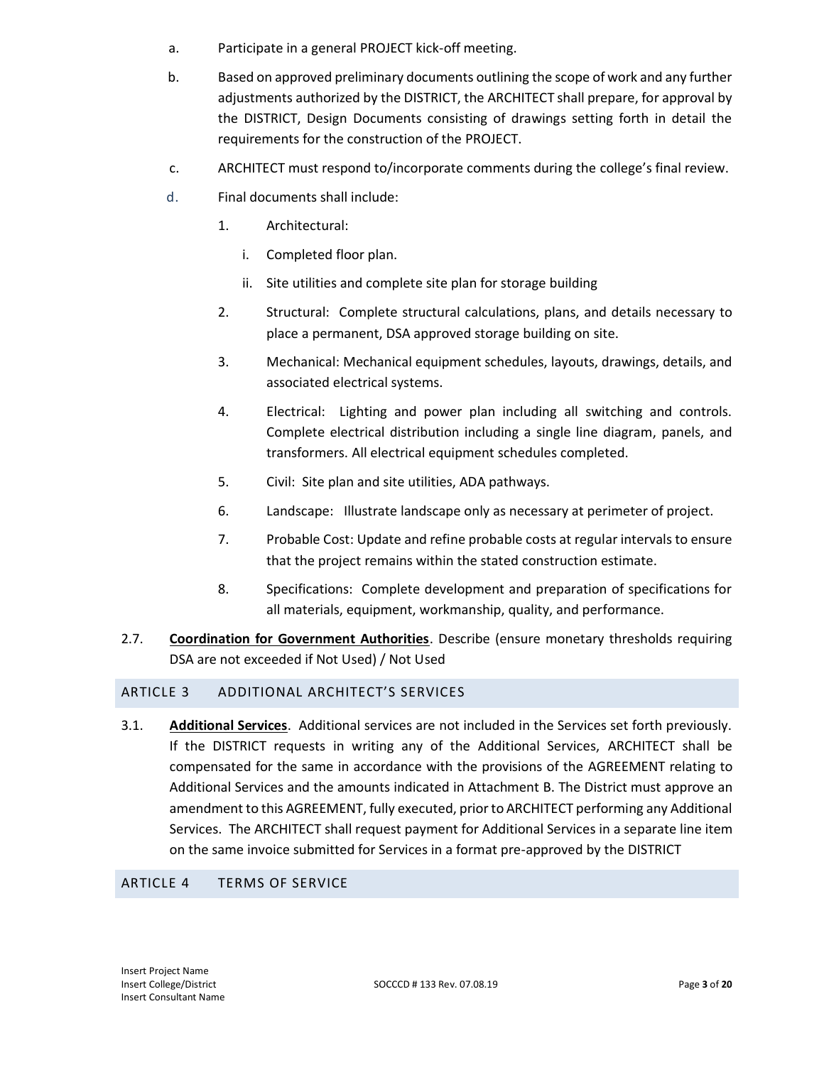a. Participate in a general PROJECT kick-off meeting.

b. Based on approved preliminary documents outlining the scope of work and any further adjustments authorized by the DISTRICT, the ARCHITECT shall prepare, for approval by the DISTRICT, Design Documents consisting of drawings setting forth in detail the requirements for the construction of the PROJECT.

c. ARCHITECT must respond to/incorporate comments during the college's final review.

d. Final documents shall include:

   1. Architectural:

      i. Completed floor plan.

      ii. Site utilities and complete site plan for storage building

   2. Structural: Complete structural calculations, plans, and details necessary to place a permanent, DSA approved storage building on site.

   3. Mechanical: Mechanical equipment schedules, layouts, drawings, details, and associated electrical systems.

   4. Electrical: Lighting and power plan including all switching and controls. Complete electrical distribution including a single line diagram, panels, and transformers. All electrical equipment schedules completed.

   5. Civil: Site plan and site utilities, ADA pathways.

   6. Landscape: Illustrate landscape only as necessary at perimeter of project.

   7. Probable Cost: Update and refine probable costs at regular intervals to ensure that the project remains within the stated construction estimate.

   8. Specifications: Complete development and preparation of specifications for all materials, equipment, workmanship, quality, and performance.

2.7. **Coordination for Government Authorities**. Describe (ensure monetary thresholds requiring DSA are not exceeded if Not Used) / Not Used

## ARTICLE 3 ADDITIONAL ARCHITECT'S SERVICES

3.1. **Additional Services**. Additional services are not included in the Services set forth previously. If the DISTRICT requests in writing any of the Additional Services, ARCHITECT shall be compensated for the same in accordance with the provisions of the AGREEMENT relating to Additional Services and the amounts indicated in Attachment B. The District must approve an amendment to this AGREEMENT, fully executed, prior to ARCHITECT performing any Additional Services. The ARCHITECT shall request payment for Additional Services in a separate line item on the same invoice submitted for Services in a format pre-approved by the DISTRICT

## ARTICLE 4 TERMS OF SERVICE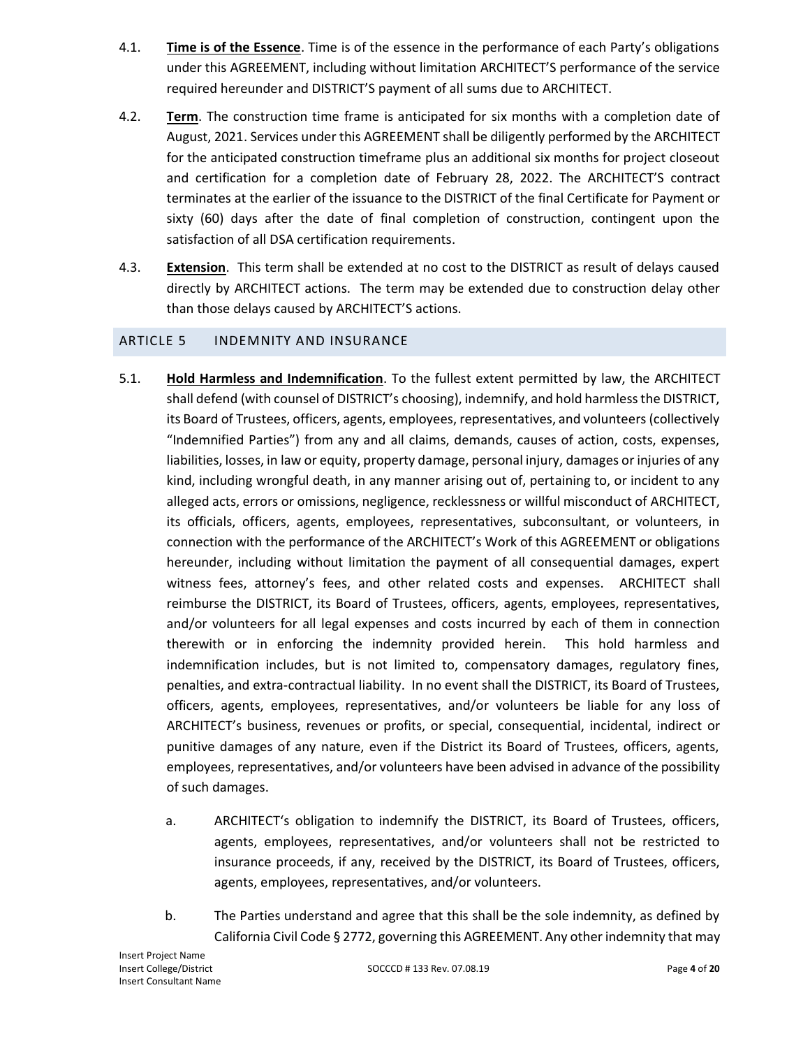4.1. **Time is of the Essence**. Time is of the essence in the performance of each Party's obligations under this AGREEMENT, including without limitation ARCHITECT'S performance of the service required hereunder and DISTRICT'S payment of all sums due to ARCHITECT.

4.2. **Term**. The construction time frame is anticipated for six months with a completion date of August, 2021. Services under this AGREEMENT shall be diligently performed by the ARCHITECT for the anticipated construction timeframe plus an additional six months for project closeout and certification for a completion date of February 28, 2022. The ARCHITECT'S contract terminates at the earlier of the issuance to the DISTRICT of the final Certificate for Payment or sixty (60) days after the date of final completion of construction, contingent upon the satisfaction of all DSA certification requirements.

4.3. **Extension**. This term shall be extended at no cost to the DISTRICT as result of delays caused directly by ARCHITECT actions. The term may be extended due to construction delay other than those delays caused by ARCHITECT'S actions.

## ARTICLE 5 INDEMNITY AND INSURANCE

5.1. **Hold Harmless and Indemnification**. To the fullest extent permitted by law, the ARCHITECT shall defend (with counsel of DISTRICT's choosing), indemnify, and hold harmless the DISTRICT, its Board of Trustees, officers, agents, employees, representatives, and volunteers (collectively "Indemnified Parties") from any and all claims, demands, causes of action, costs, expenses, liabilities, losses, in law or equity, property damage, personal injury, damages or injuries of any kind, including wrongful death, in any manner arising out of, pertaining to, or incident to any alleged acts, errors or omissions, negligence, recklessness or willful misconduct of ARCHITECT, its officials, officers, agents, employees, representatives, subconsultant, or volunteers, in connection with the performance of the ARCHITECT's Work of this AGREEMENT or obligations hereunder, including without limitation the payment of all consequential damages, expert witness fees, attorney's fees, and other related costs and expenses. ARCHITECT shall reimburse the DISTRICT, its Board of Trustees, officers, agents, employees, representatives, and/or volunteers for all legal expenses and costs incurred by each of them in connection therewith or in enforcing the indemnity provided herein. This hold harmless and indemnification includes, but is not limited to, compensatory damages, regulatory fines, penalties, and extra-contractual liability. In no event shall the DISTRICT, its Board of Trustees, officers, agents, employees, representatives, and/or volunteers be liable for any loss of ARCHITECT's business, revenues or profits, or special, consequential, incidental, indirect or punitive damages of any nature, even if the District its Board of Trustees, officers, agents, employees, representatives, and/or volunteers have been advised in advance of the possibility of such damages.

a. ARCHITECT's obligation to indemnify the DISTRICT, its Board of Trustees, officers, agents, employees, representatives, and/or volunteers shall not be restricted to insurance proceeds, if any, received by the DISTRICT, its Board of Trustees, officers, agents, employees, representatives, and/or volunteers.

b. The Parties understand and agree that this shall be the sole indemnity, as defined by California Civil Code § 2772, governing this AGREEMENT. Any other indemnity that may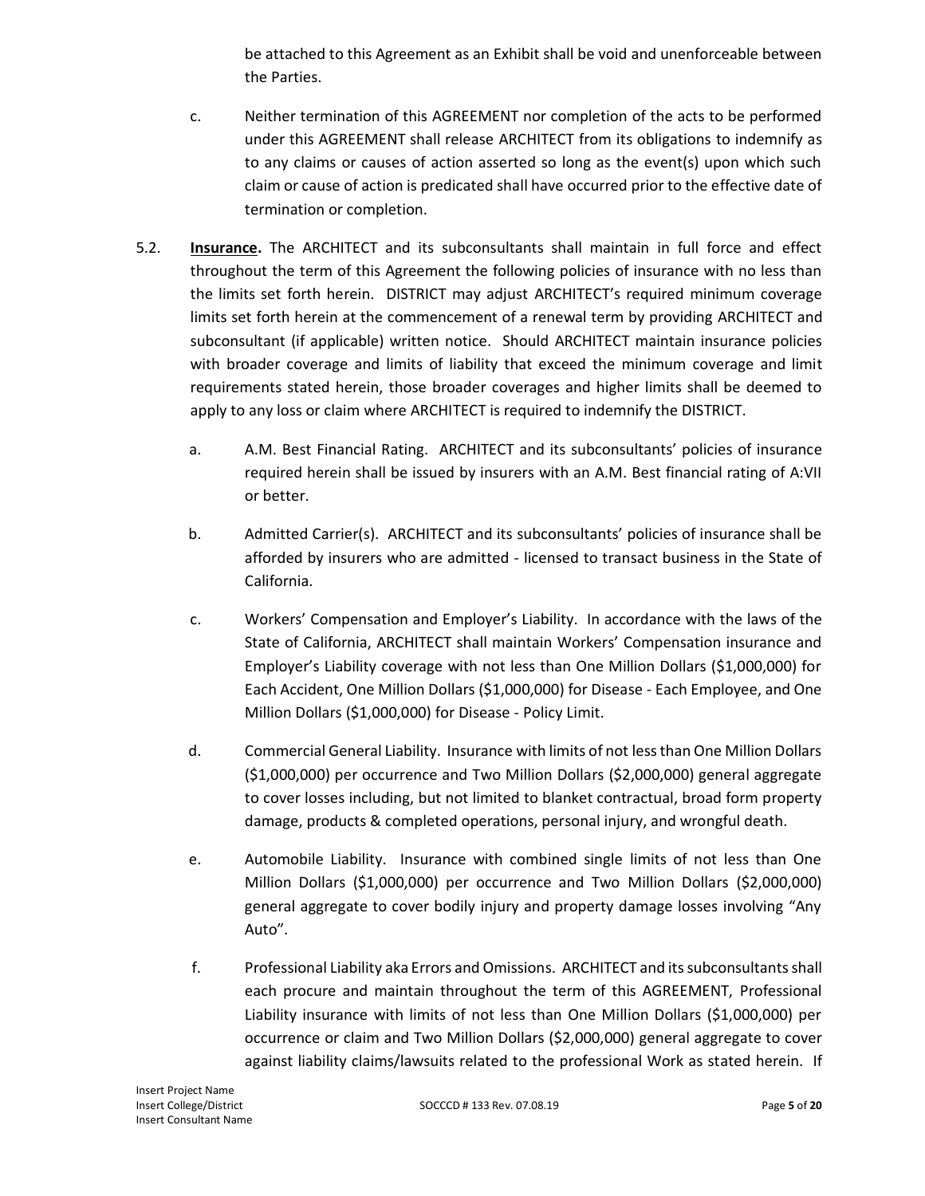be attached to this Agreement as an Exhibit shall be void and unenforceable between the Parties.

c. Neither termination of this AGREEMENT nor completion of the acts to be performed under this AGREEMENT shall release ARCHITECT from its obligations to indemnify as to any claims or causes of action asserted so long as the event(s) upon which such claim or cause of action is predicated shall have occurred prior to the effective date of termination or completion.

5.2. **Insurance.** The ARCHITECT and its subconsultants shall maintain in full force and effect throughout the term of this Agreement the following policies of insurance with no less than the limits set forth herein. DISTRICT may adjust ARCHITECT's required minimum coverage limits set forth herein at the commencement of a renewal term by providing ARCHITECT and subconsultant (if applicable) written notice. Should ARCHITECT maintain insurance policies with broader coverage and limits of liability that exceed the minimum coverage and limit requirements stated herein, those broader coverages and higher limits shall be deemed to apply to any loss or claim where ARCHITECT is required to indemnify the DISTRICT.

a. A.M. Best Financial Rating. ARCHITECT and its subconsultants' policies of insurance required herein shall be issued by insurers with an A.M. Best financial rating of A:VII or better.

b. Admitted Carrier(s). ARCHITECT and its subconsultants' policies of insurance shall be afforded by insurers who are admitted - licensed to transact business in the State of California.

c. Workers' Compensation and Employer's Liability. In accordance with the laws of the State of California, ARCHITECT shall maintain Workers' Compensation insurance and Employer's Liability coverage with not less than One Million Dollars ($1,000,000) for Each Accident, One Million Dollars ($1,000,000) for Disease - Each Employee, and One Million Dollars ($1,000,000) for Disease - Policy Limit.

d. Commercial General Liability. Insurance with limits of not less than One Million Dollars ($1,000,000) per occurrence and Two Million Dollars ($2,000,000) general aggregate to cover losses including, but not limited to blanket contractual, broad form property damage, products & completed operations, personal injury, and wrongful death.

e. Automobile Liability. Insurance with combined single limits of not less than One Million Dollars ($1,000,000) per occurrence and Two Million Dollars ($2,000,000) general aggregate to cover bodily injury and property damage losses involving "Any Auto".

f. Professional Liability aka Errors and Omissions. ARCHITECT and its subconsultants shall each procure and maintain throughout the term of this AGREEMENT, Professional Liability insurance with limits of not less than One Million Dollars ($1,000,000) per occurrence or claim and Two Million Dollars ($2,000,000) general aggregate to cover against liability claims/lawsuits related to the professional Work as stated herein. If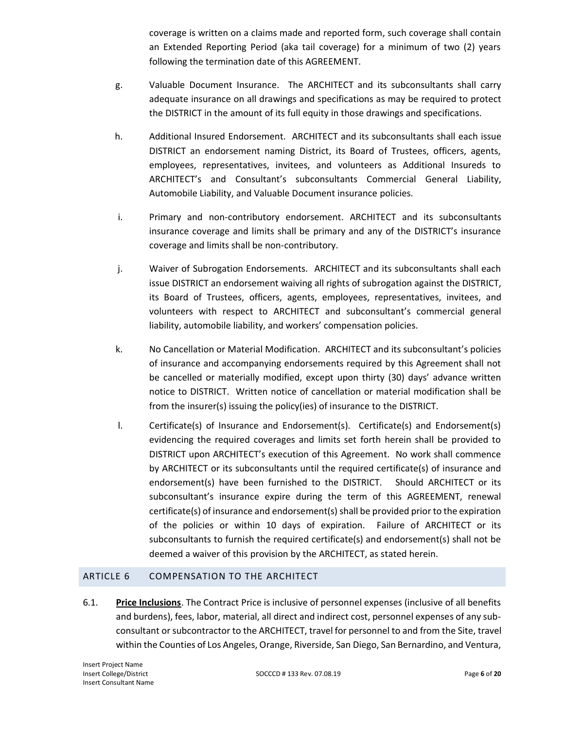coverage is written on a claims made and reported form, such coverage shall contain an Extended Reporting Period (aka tail coverage) for a minimum of two (2) years following the termination date of this AGREEMENT.

g. Valuable Document Insurance. The ARCHITECT and its subconsultants shall carry adequate insurance on all drawings and specifications as may be required to protect the DISTRICT in the amount of its full equity in those drawings and specifications.

h. Additional Insured Endorsement. ARCHITECT and its subconsultants shall each issue DISTRICT an endorsement naming District, its Board of Trustees, officers, agents, employees, representatives, invitees, and volunteers as Additional Insureds to ARCHITECT's and Consultant's subconsultants Commercial General Liability, Automobile Liability, and Valuable Document insurance policies.

i. Primary and non-contributory endorsement. ARCHITECT and its subconsultants insurance coverage and limits shall be primary and any of the DISTRICT's insurance coverage and limits shall be non-contributory.

j. Waiver of Subrogation Endorsements. ARCHITECT and its subconsultants shall each issue DISTRICT an endorsement waiving all rights of subrogation against the DISTRICT, its Board of Trustees, officers, agents, employees, representatives, invitees, and volunteers with respect to ARCHITECT and subconsultant's commercial general liability, automobile liability, and workers' compensation policies.

k. No Cancellation or Material Modification. ARCHITECT and its subconsultant's policies of insurance and accompanying endorsements required by this Agreement shall not be cancelled or materially modified, except upon thirty (30) days' advance written notice to DISTRICT. Written notice of cancellation or material modification shall be from the insurer(s) issuing the policy(ies) of insurance to the DISTRICT.

l. Certificate(s) of Insurance and Endorsement(s). Certificate(s) and Endorsement(s) evidencing the required coverages and limits set forth herein shall be provided to DISTRICT upon ARCHITECT's execution of this Agreement. No work shall commence by ARCHITECT or its subconsultants until the required certificate(s) of insurance and endorsement(s) have been furnished to the DISTRICT. Should ARCHITECT or its subconsultant's insurance expire during the term of this AGREEMENT, renewal certificate(s) of insurance and endorsement(s) shall be provided prior to the expiration of the policies or within 10 days of expiration. Failure of ARCHITECT or its subconsultants to furnish the required certificate(s) and endorsement(s) shall not be deemed a waiver of this provision by the ARCHITECT, as stated herein.

## ARTICLE 6 COMPENSATION TO THE ARCHITECT

6.1. **Price Inclusions**. The Contract Price is inclusive of personnel expenses (inclusive of all benefits and burdens), fees, labor, material, all direct and indirect cost, personnel expenses of any sub-consultant or subcontractor to the ARCHITECT, travel for personnel to and from the Site, travel within the Counties of Los Angeles, Orange, Riverside, San Diego, San Bernardino, and Ventura,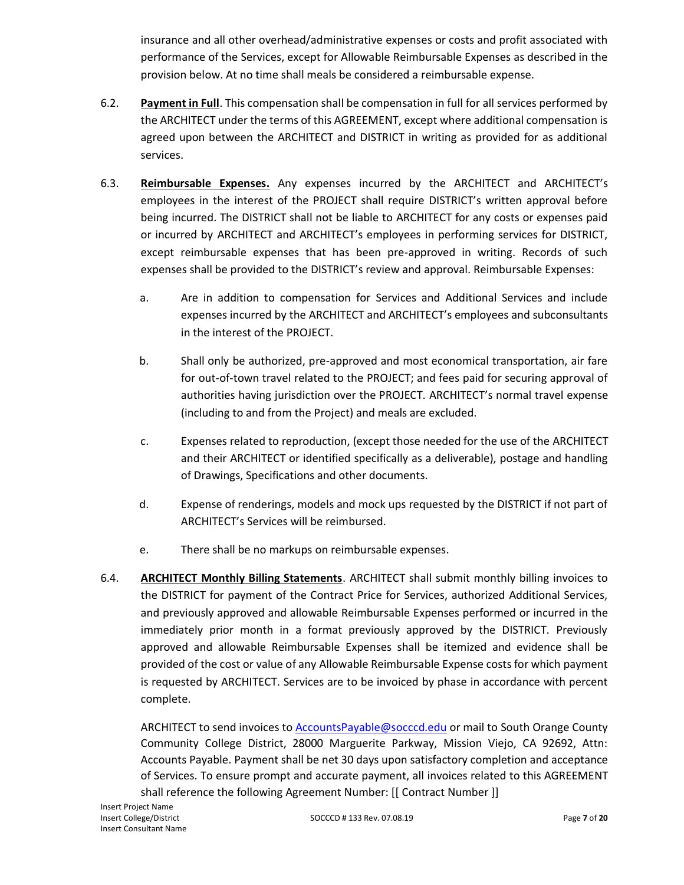insurance and all other overhead/administrative expenses or costs and profit associated with performance of the Services, except for Allowable Reimbursable Expenses as described in the provision below. At no time shall meals be considered a reimbursable expense.

6.2. **Payment in Full**. This compensation shall be compensation in full for all services performed by the ARCHITECT under the terms of this AGREEMENT, except where additional compensation is agreed upon between the ARCHITECT and DISTRICT in writing as provided for as additional services.

6.3. **Reimbursable Expenses.** Any expenses incurred by the ARCHITECT and ARCHITECT's employees in the interest of the PROJECT shall require DISTRICT's written approval before being incurred. The DISTRICT shall not be liable to ARCHITECT for any costs or expenses paid or incurred by ARCHITECT and ARCHITECT's employees in performing services for DISTRICT, except reimbursable expenses that has been pre-approved in writing. Records of such expenses shall be provided to the DISTRICT's review and approval. Reimbursable Expenses:

   a. Are in addition to compensation for Services and Additional Services and include expenses incurred by the ARCHITECT and ARCHITECT's employees and subconsultants in the interest of the PROJECT.

   b. Shall only be authorized, pre-approved and most economical transportation, air fare for out-of-town travel related to the PROJECT; and fees paid for securing approval of authorities having jurisdiction over the PROJECT. ARCHITECT's normal travel expense (including to and from the Project) and meals are excluded.

   c. Expenses related to reproduction, (except those needed for the use of the ARCHITECT and their ARCHITECT or identified specifically as a deliverable), postage and handling of Drawings, Specifications and other documents.

   d. Expense of renderings, models and mock ups requested by the DISTRICT if not part of ARCHITECT's Services will be reimbursed.

   e. There shall be no markups on reimbursable expenses.

6.4. **ARCHITECT Monthly Billing Statements**. ARCHITECT shall submit monthly billing invoices to the DISTRICT for payment of the Contract Price for Services, authorized Additional Services, and previously approved and allowable Reimbursable Expenses performed or incurred in the immediately prior month in a format previously approved by the DISTRICT. Previously approved and allowable Reimbursable Expenses shall be itemized and evidence shall be provided of the cost or value of any Allowable Reimbursable Expense costs for which payment is requested by ARCHITECT. Services are to be invoiced by phase in accordance with percent complete.

   ARCHITECT to send invoices to AccountsPayable@socccd.edu or mail to South Orange County Community College District, 28000 Marguerite Parkway, Mission Viejo, CA 92692, Attn: Accounts Payable. Payment shall be net 30 days upon satisfactory completion and acceptance of Services. To ensure prompt and accurate payment, all invoices related to this AGREEMENT shall reference the following Agreement Number: [[ Contract Number ]]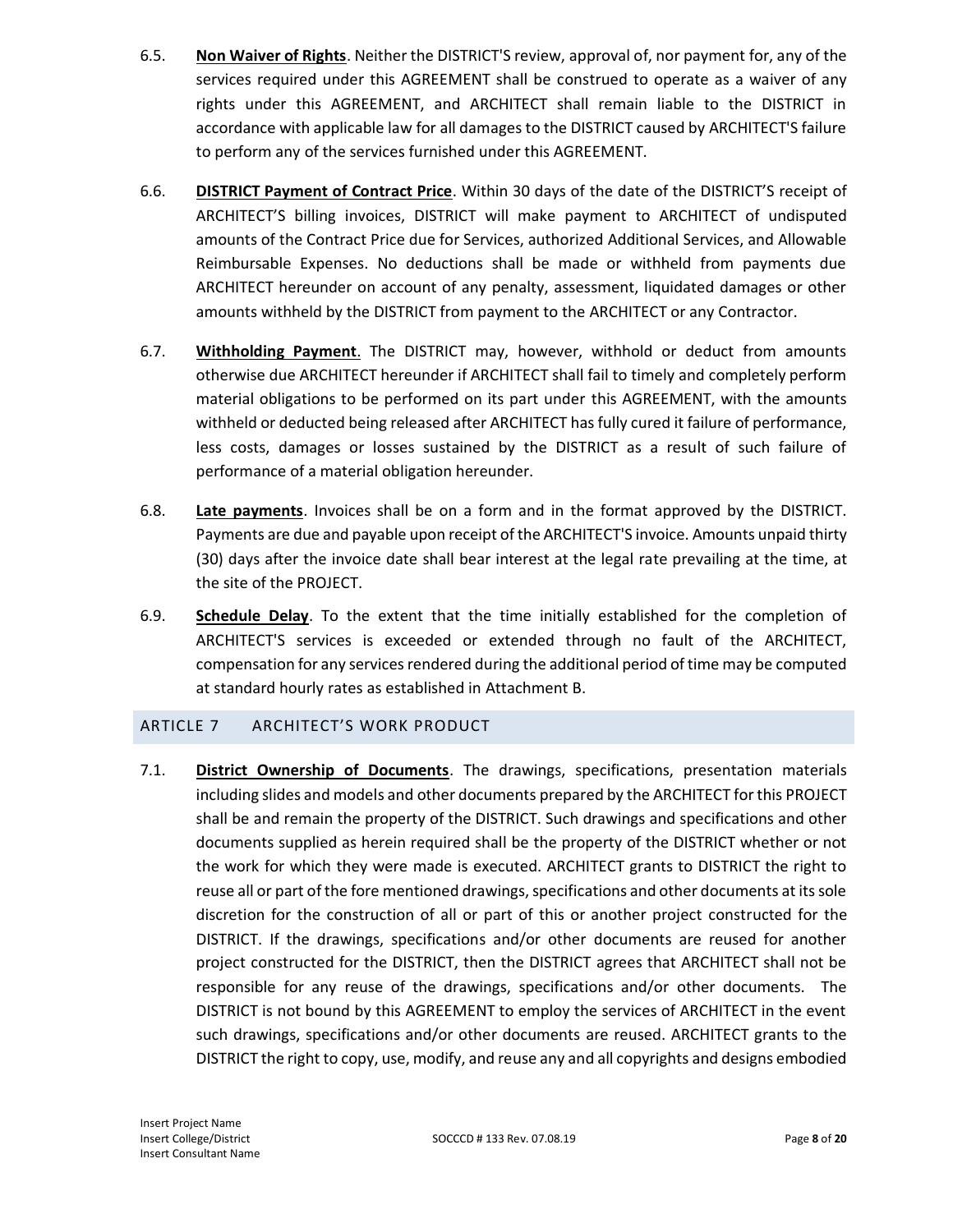6.5. **Non Waiver of Rights**. Neither the DISTRICT'S review, approval of, nor payment for, any of the services required under this AGREEMENT shall be construed to operate as a waiver of any rights under this AGREEMENT, and ARCHITECT shall remain liable to the DISTRICT in accordance with applicable law for all damages to the DISTRICT caused by ARCHITECT'S failure to perform any of the services furnished under this AGREEMENT.

6.6. **DISTRICT Payment of Contract Price**. Within 30 days of the date of the DISTRICT'S receipt of ARCHITECT'S billing invoices, DISTRICT will make payment to ARCHITECT of undisputed amounts of the Contract Price due for Services, authorized Additional Services, and Allowable Reimbursable Expenses. No deductions shall be made or withheld from payments due ARCHITECT hereunder on account of any penalty, assessment, liquidated damages or other amounts withheld by the DISTRICT from payment to the ARCHITECT or any Contractor.

6.7. **Withholding Payment**. The DISTRICT may, however, withhold or deduct from amounts otherwise due ARCHITECT hereunder if ARCHITECT shall fail to timely and completely perform material obligations to be performed on its part under this AGREEMENT, with the amounts withheld or deducted being released after ARCHITECT has fully cured it failure of performance, less costs, damages or losses sustained by the DISTRICT as a result of such failure of performance of a material obligation hereunder.

6.8. **Late payments**. Invoices shall be on a form and in the format approved by the DISTRICT. Payments are due and payable upon receipt of the ARCHITECT'S invoice. Amounts unpaid thirty (30) days after the invoice date shall bear interest at the legal rate prevailing at the time, at the site of the PROJECT.

6.9. **Schedule Delay**. To the extent that the time initially established for the completion of ARCHITECT'S services is exceeded or extended through no fault of the ARCHITECT, compensation for any services rendered during the additional period of time may be computed at standard hourly rates as established in Attachment B.

## ARTICLE 7 ARCHITECT'S WORK PRODUCT

7.1. **District Ownership of Documents**. The drawings, specifications, presentation materials including slides and models and other documents prepared by the ARCHITECT for this PROJECT shall be and remain the property of the DISTRICT. Such drawings and specifications and other documents supplied as herein required shall be the property of the DISTRICT whether or not the work for which they were made is executed. ARCHITECT grants to DISTRICT the right to reuse all or part of the fore mentioned drawings, specifications and other documents at its sole discretion for the construction of all or part of this or another project constructed for the DISTRICT. If the drawings, specifications and/or other documents are reused for another project constructed for the DISTRICT, then the DISTRICT agrees that ARCHITECT shall not be responsible for any reuse of the drawings, specifications and/or other documents. The DISTRICT is not bound by this AGREEMENT to employ the services of ARCHITECT in the event such drawings, specifications and/or other documents are reused. ARCHITECT grants to the DISTRICT the right to copy, use, modify, and reuse any and all copyrights and designs embodied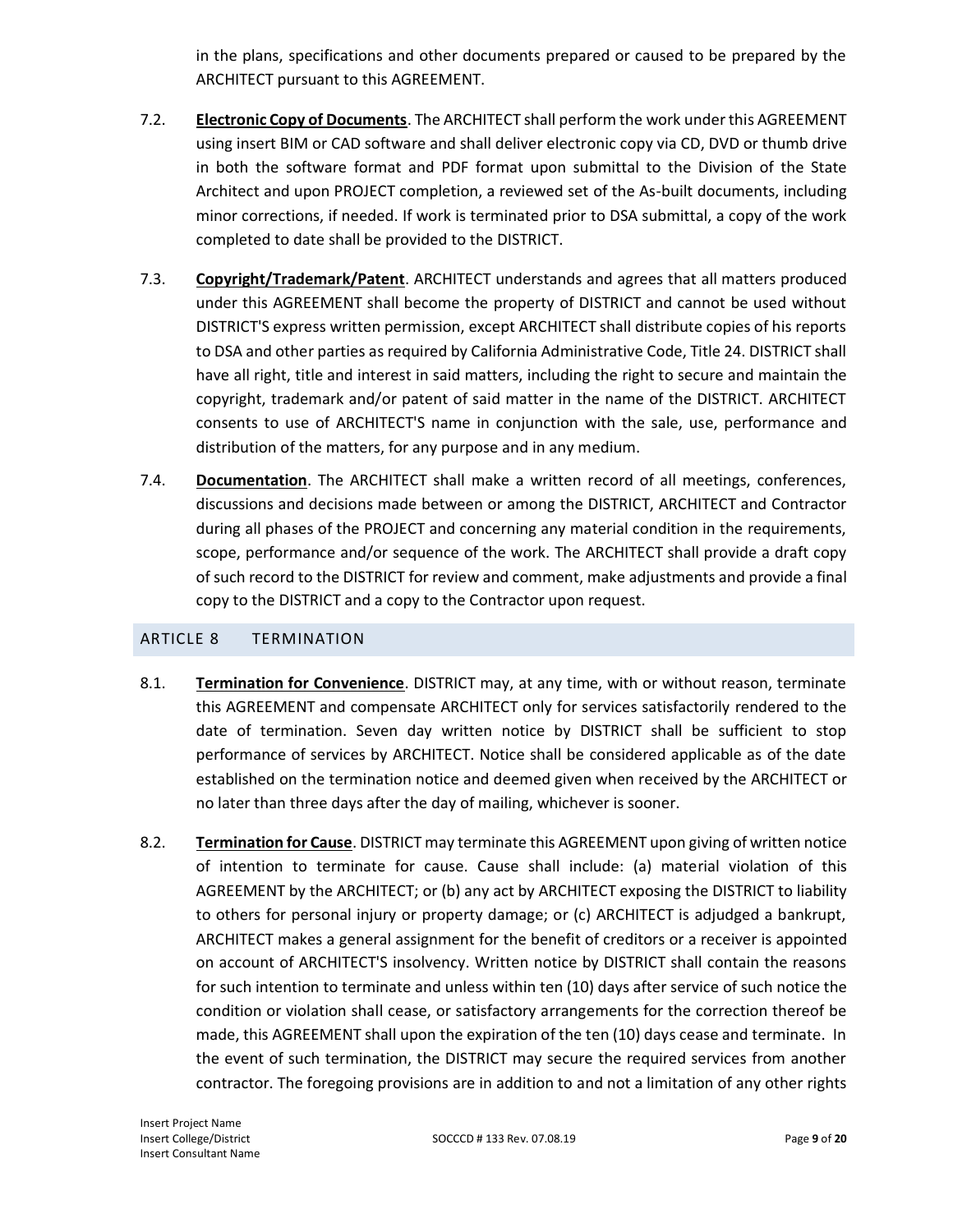in the plans, specifications and other documents prepared or caused to be prepared by the ARCHITECT pursuant to this AGREEMENT.

7.2. **Electronic Copy of Documents**. The ARCHITECT shall perform the work under this AGREEMENT using insert BIM or CAD software and shall deliver electronic copy via CD, DVD or thumb drive in both the software format and PDF format upon submittal to the Division of the State Architect and upon PROJECT completion, a reviewed set of the As-built documents, including minor corrections, if needed. If work is terminated prior to DSA submittal, a copy of the work completed to date shall be provided to the DISTRICT.

7.3. **Copyright/Trademark/Patent**. ARCHITECT understands and agrees that all matters produced under this AGREEMENT shall become the property of DISTRICT and cannot be used without DISTRICT'S express written permission, except ARCHITECT shall distribute copies of his reports to DSA and other parties as required by California Administrative Code, Title 24. DISTRICT shall have all right, title and interest in said matters, including the right to secure and maintain the copyright, trademark and/or patent of said matter in the name of the DISTRICT. ARCHITECT consents to use of ARCHITECT'S name in conjunction with the sale, use, performance and distribution of the matters, for any purpose and in any medium.

7.4. **Documentation**. The ARCHITECT shall make a written record of all meetings, conferences, discussions and decisions made between or among the DISTRICT, ARCHITECT and Contractor during all phases of the PROJECT and concerning any material condition in the requirements, scope, performance and/or sequence of the work. The ARCHITECT shall provide a draft copy of such record to the DISTRICT for review and comment, make adjustments and provide a final copy to the DISTRICT and a copy to the Contractor upon request.

## ARTICLE 8 TERMINATION

8.1. **Termination for Convenience**. DISTRICT may, at any time, with or without reason, terminate this AGREEMENT and compensate ARCHITECT only for services satisfactorily rendered to the date of termination. Seven day written notice by DISTRICT shall be sufficient to stop performance of services by ARCHITECT. Notice shall be considered applicable as of the date established on the termination notice and deemed given when received by the ARCHITECT or no later than three days after the day of mailing, whichever is sooner.

8.2. **Termination for Cause**. DISTRICT may terminate this AGREEMENT upon giving of written notice of intention to terminate for cause. Cause shall include: (a) material violation of this AGREEMENT by the ARCHITECT; or (b) any act by ARCHITECT exposing the DISTRICT to liability to others for personal injury or property damage; or (c) ARCHITECT is adjudged a bankrupt, ARCHITECT makes a general assignment for the benefit of creditors or a receiver is appointed on account of ARCHITECT'S insolvency. Written notice by DISTRICT shall contain the reasons for such intention to terminate and unless within ten (10) days after service of such notice the condition or violation shall cease, or satisfactory arrangements for the correction thereof be made, this AGREEMENT shall upon the expiration of the ten (10) days cease and terminate. In the event of such termination, the DISTRICT may secure the required services from another contractor. The foregoing provisions are in addition to and not a limitation of any other rights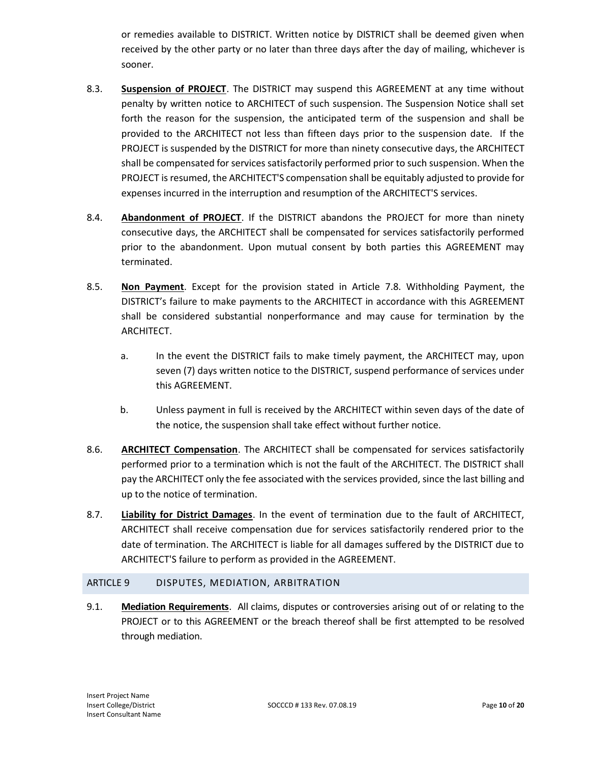or remedies available to DISTRICT. Written notice by DISTRICT shall be deemed given when received by the other party or no later than three days after the day of mailing, whichever is sooner.

8.3. **Suspension of PROJECT**. The DISTRICT may suspend this AGREEMENT at any time without penalty by written notice to ARCHITECT of such suspension. The Suspension Notice shall set forth the reason for the suspension, the anticipated term of the suspension and shall be provided to the ARCHITECT not less than fifteen days prior to the suspension date. If the PROJECT is suspended by the DISTRICT for more than ninety consecutive days, the ARCHITECT shall be compensated for services satisfactorily performed prior to such suspension. When the PROJECT is resumed, the ARCHITECT'S compensation shall be equitably adjusted to provide for expenses incurred in the interruption and resumption of the ARCHITECT'S services.

8.4. **Abandonment of PROJECT**. If the DISTRICT abandons the PROJECT for more than ninety consecutive days, the ARCHITECT shall be compensated for services satisfactorily performed prior to the abandonment. Upon mutual consent by both parties this AGREEMENT may terminated.

8.5. **Non Payment**. Except for the provision stated in Article 7.8. Withholding Payment, the DISTRICT's failure to make payments to the ARCHITECT in accordance with this AGREEMENT shall be considered substantial nonperformance and may cause for termination by the ARCHITECT.

a. In the event the DISTRICT fails to make timely payment, the ARCHITECT may, upon seven (7) days written notice to the DISTRICT, suspend performance of services under this AGREEMENT.

b. Unless payment in full is received by the ARCHITECT within seven days of the date of the notice, the suspension shall take effect without further notice.

8.6. **ARCHITECT Compensation**. The ARCHITECT shall be compensated for services satisfactorily performed prior to a termination which is not the fault of the ARCHITECT. The DISTRICT shall pay the ARCHITECT only the fee associated with the services provided, since the last billing and up to the notice of termination.

8.7. **Liability for District Damages**. In the event of termination due to the fault of ARCHITECT, ARCHITECT shall receive compensation due for services satisfactorily rendered prior to the date of termination. The ARCHITECT is liable for all damages suffered by the DISTRICT due to ARCHITECT'S failure to perform as provided in the AGREEMENT.

## ARTICLE 9 DISPUTES, MEDIATION, ARBITRATION

9.1. **Mediation Requirements**. All claims, disputes or controversies arising out of or relating to the PROJECT or to this AGREEMENT or the breach thereof shall be first attempted to be resolved through mediation.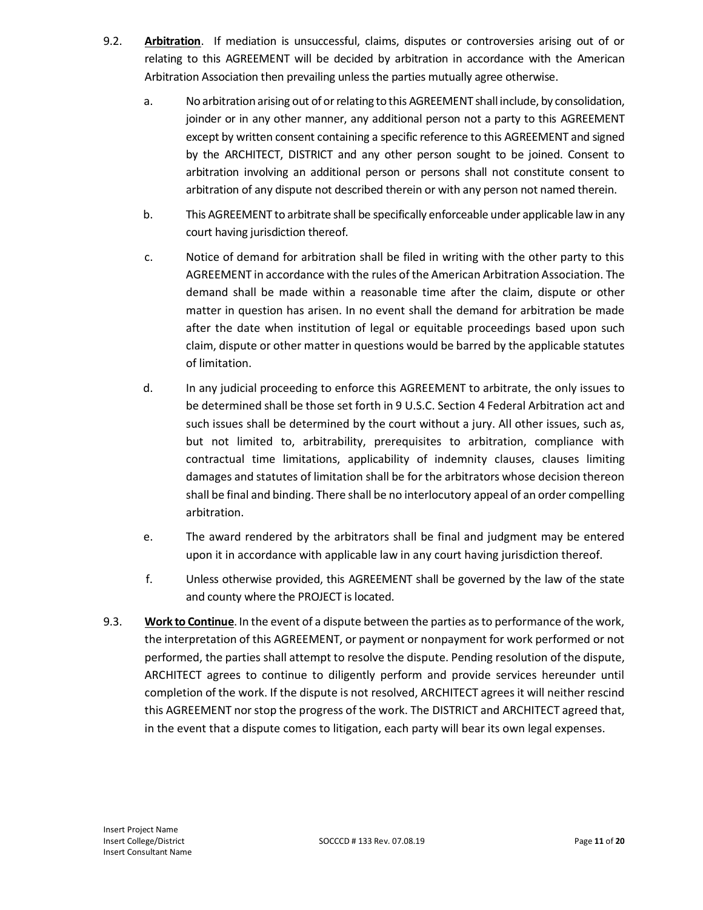9.2. **Arbitration**. If mediation is unsuccessful, claims, disputes or controversies arising out of or relating to this AGREEMENT will be decided by arbitration in accordance with the American Arbitration Association then prevailing unless the parties mutually agree otherwise.

a. No arbitration arising out of or relating to this AGREEMENT shall include, by consolidation, joinder or in any other manner, any additional person not a party to this AGREEMENT except by written consent containing a specific reference to this AGREEMENT and signed by the ARCHITECT, DISTRICT and any other person sought to be joined. Consent to arbitration involving an additional person or persons shall not constitute consent to arbitration of any dispute not described therein or with any person not named therein.

b. This AGREEMENT to arbitrate shall be specifically enforceable under applicable law in any court having jurisdiction thereof.

c. Notice of demand for arbitration shall be filed in writing with the other party to this AGREEMENT in accordance with the rules of the American Arbitration Association. The demand shall be made within a reasonable time after the claim, dispute or other matter in question has arisen. In no event shall the demand for arbitration be made after the date when institution of legal or equitable proceedings based upon such claim, dispute or other matter in questions would be barred by the applicable statutes of limitation.

d. In any judicial proceeding to enforce this AGREEMENT to arbitrate, the only issues to be determined shall be those set forth in 9 U.S.C. Section 4 Federal Arbitration act and such issues shall be determined by the court without a jury. All other issues, such as, but not limited to, arbitrability, prerequisites to arbitration, compliance with contractual time limitations, applicability of indemnity clauses, clauses limiting damages and statutes of limitation shall be for the arbitrators whose decision thereon shall be final and binding. There shall be no interlocutory appeal of an order compelling arbitration.

e. The award rendered by the arbitrators shall be final and judgment may be entered upon it in accordance with applicable law in any court having jurisdiction thereof.

f. Unless otherwise provided, this AGREEMENT shall be governed by the law of the state and county where the PROJECT is located.

9.3. **Work to Continue**. In the event of a dispute between the parties as to performance of the work, the interpretation of this AGREEMENT, or payment or nonpayment for work performed or not performed, the parties shall attempt to resolve the dispute. Pending resolution of the dispute, ARCHITECT agrees to continue to diligently perform and provide services hereunder until completion of the work. If the dispute is not resolved, ARCHITECT agrees it will neither rescind this AGREEMENT nor stop the progress of the work. The DISTRICT and ARCHITECT agreed that, in the event that a dispute comes to litigation, each party will bear its own legal expenses.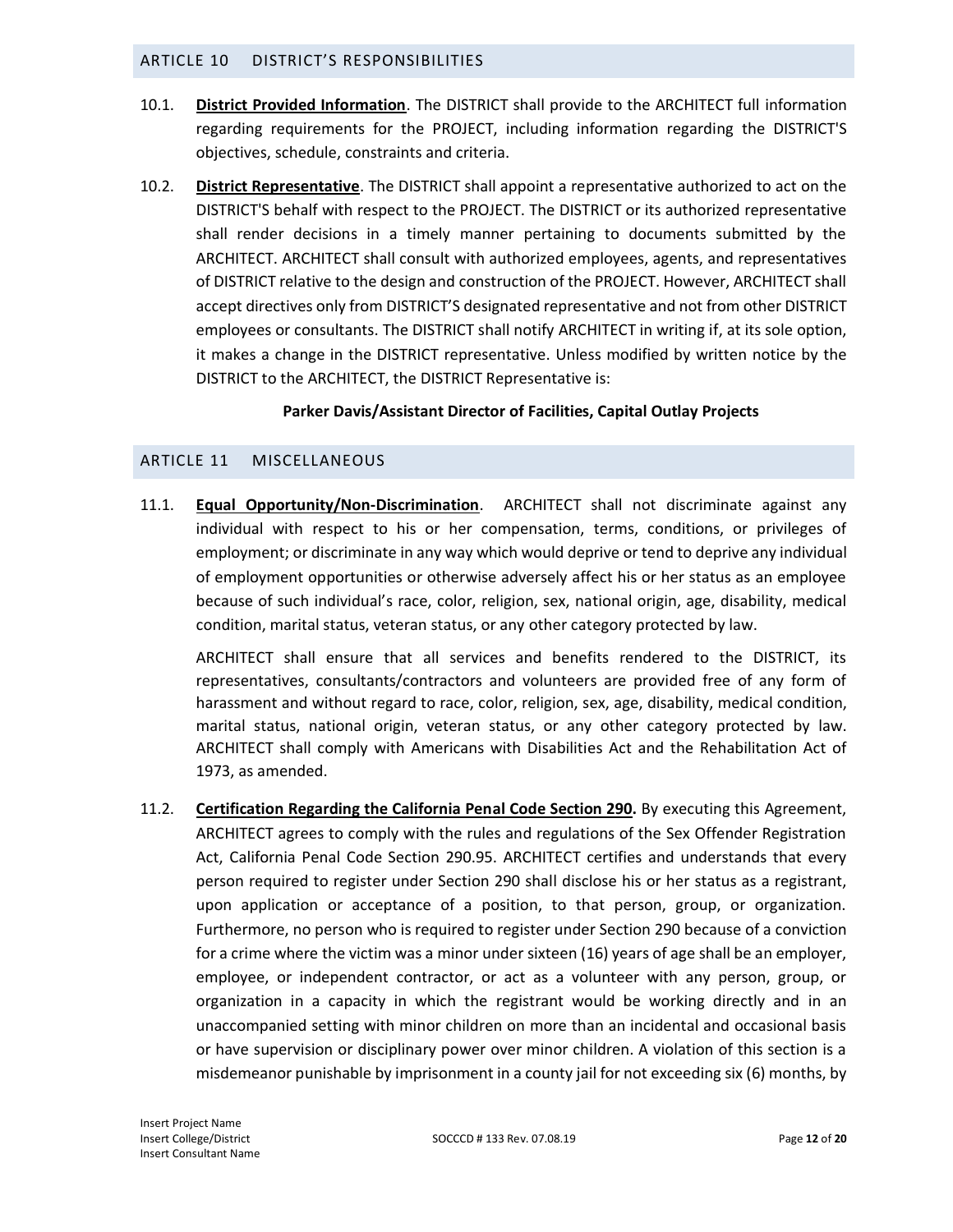## ARTICLE 10 DISTRICT'S RESPONSIBILITIES

10.1. **District Provided Information**. The DISTRICT shall provide to the ARCHITECT full information regarding requirements for the PROJECT, including information regarding the DISTRICT'S objectives, schedule, constraints and criteria.

10.2. **District Representative**. The DISTRICT shall appoint a representative authorized to act on the DISTRICT'S behalf with respect to the PROJECT. The DISTRICT or its authorized representative shall render decisions in a timely manner pertaining to documents submitted by the ARCHITECT. ARCHITECT shall consult with authorized employees, agents, and representatives of DISTRICT relative to the design and construction of the PROJECT. However, ARCHITECT shall accept directives only from DISTRICT'S designated representative and not from other DISTRICT employees or consultants. The DISTRICT shall notify ARCHITECT in writing if, at its sole option, it makes a change in the DISTRICT representative. Unless modified by written notice by the DISTRICT to the ARCHITECT, the DISTRICT Representative is:

**Parker Davis/Assistant Director of Facilities, Capital Outlay Projects**

## ARTICLE 11 MISCELLANEOUS

11.1. **Equal Opportunity/Non-Discrimination**. ARCHITECT shall not discriminate against any individual with respect to his or her compensation, terms, conditions, or privileges of employment; or discriminate in any way which would deprive or tend to deprive any individual of employment opportunities or otherwise adversely affect his or her status as an employee because of such individual's race, color, religion, sex, national origin, age, disability, medical condition, marital status, veteran status, or any other category protected by law.

ARCHITECT shall ensure that all services and benefits rendered to the DISTRICT, its representatives, consultants/contractors and volunteers are provided free of any form of harassment and without regard to race, color, religion, sex, age, disability, medical condition, marital status, national origin, veteran status, or any other category protected by law. ARCHITECT shall comply with Americans with Disabilities Act and the Rehabilitation Act of 1973, as amended.

11.2. **Certification Regarding the California Penal Code Section 290.** By executing this Agreement, ARCHITECT agrees to comply with the rules and regulations of the Sex Offender Registration Act, California Penal Code Section 290.95. ARCHITECT certifies and understands that every person required to register under Section 290 shall disclose his or her status as a registrant, upon application or acceptance of a position, to that person, group, or organization. Furthermore, no person who is required to register under Section 290 because of a conviction for a crime where the victim was a minor under sixteen (16) years of age shall be an employer, employee, or independent contractor, or act as a volunteer with any person, group, or organization in a capacity in which the registrant would be working directly and in an unaccompanied setting with minor children on more than an incidental and occasional basis or have supervision or disciplinary power over minor children. A violation of this section is a misdemeanor punishable by imprisonment in a county jail for not exceeding six (6) months, by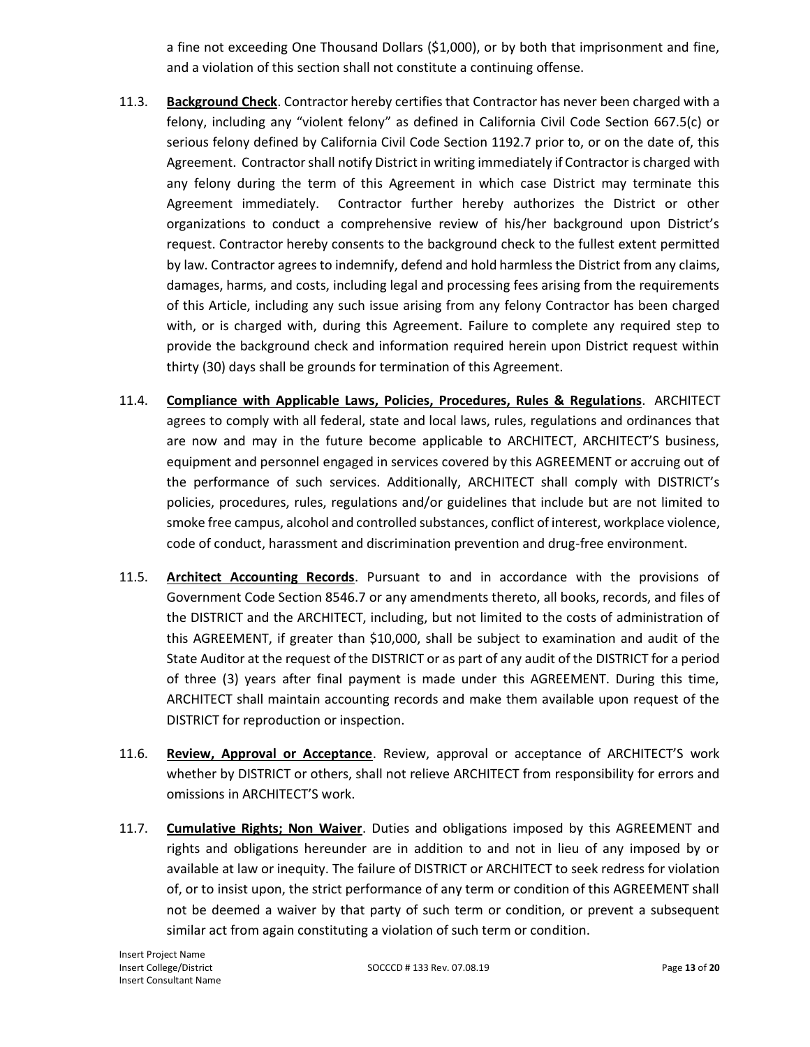a fine not exceeding One Thousand Dollars ($1,000), or by both that imprisonment and fine, and a violation of this section shall not constitute a continuing offense.

11.3. **Background Check**. Contractor hereby certifies that Contractor has never been charged with a felony, including any "violent felony" as defined in California Civil Code Section 667.5(c) or serious felony defined by California Civil Code Section 1192.7 prior to, or on the date of, this Agreement. Contractor shall notify District in writing immediately if Contractor is charged with any felony during the term of this Agreement in which case District may terminate this Agreement immediately. Contractor further hereby authorizes the District or other organizations to conduct a comprehensive review of his/her background upon District's request. Contractor hereby consents to the background check to the fullest extent permitted by law. Contractor agrees to indemnify, defend and hold harmless the District from any claims, damages, harms, and costs, including legal and processing fees arising from the requirements of this Article, including any such issue arising from any felony Contractor has been charged with, or is charged with, during this Agreement. Failure to complete any required step to provide the background check and information required herein upon District request within thirty (30) days shall be grounds for termination of this Agreement.

11.4. **Compliance with Applicable Laws, Policies, Procedures, Rules & Regulations**. ARCHITECT agrees to comply with all federal, state and local laws, rules, regulations and ordinances that are now and may in the future become applicable to ARCHITECT, ARCHITECT'S business, equipment and personnel engaged in services covered by this AGREEMENT or accruing out of the performance of such services. Additionally, ARCHITECT shall comply with DISTRICT's policies, procedures, rules, regulations and/or guidelines that include but are not limited to smoke free campus, alcohol and controlled substances, conflict of interest, workplace violence, code of conduct, harassment and discrimination prevention and drug-free environment.

11.5. **Architect Accounting Records**. Pursuant to and in accordance with the provisions of Government Code Section 8546.7 or any amendments thereto, all books, records, and files of the DISTRICT and the ARCHITECT, including, but not limited to the costs of administration of this AGREEMENT, if greater than $10,000, shall be subject to examination and audit of the State Auditor at the request of the DISTRICT or as part of any audit of the DISTRICT for a period of three (3) years after final payment is made under this AGREEMENT. During this time, ARCHITECT shall maintain accounting records and make them available upon request of the DISTRICT for reproduction or inspection.

11.6. **Review, Approval or Acceptance**. Review, approval or acceptance of ARCHITECT'S work whether by DISTRICT or others, shall not relieve ARCHITECT from responsibility for errors and omissions in ARCHITECT'S work.

11.7. **Cumulative Rights; Non Waiver**. Duties and obligations imposed by this AGREEMENT and rights and obligations hereunder are in addition to and not in lieu of any imposed by or available at law or inequity. The failure of DISTRICT or ARCHITECT to seek redress for violation of, or to insist upon, the strict performance of any term or condition of this AGREEMENT shall not be deemed a waiver by that party of such term or condition, or prevent a subsequent similar act from again constituting a violation of such term or condition.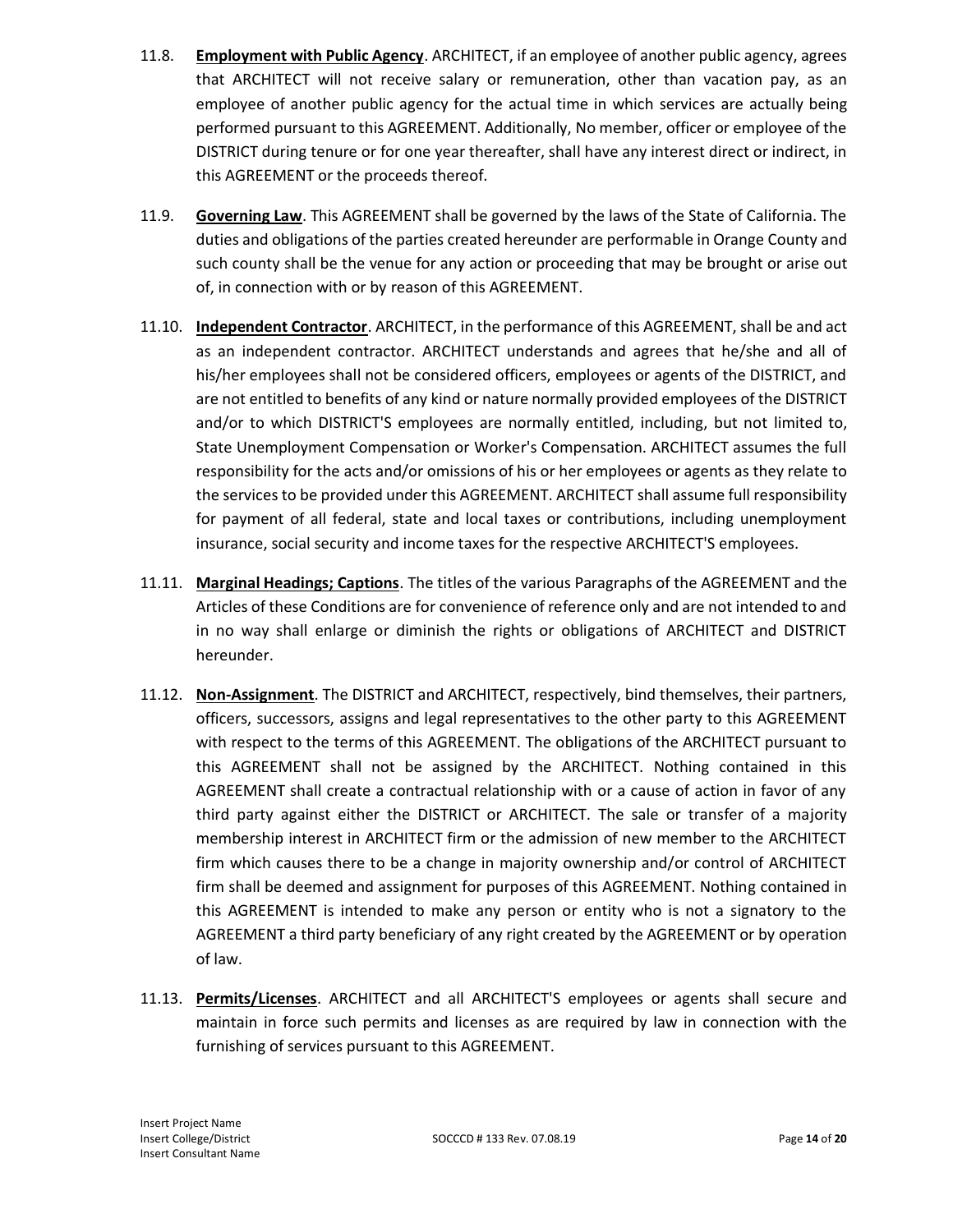11.8. **Employment with Public Agency**. ARCHITECT, if an employee of another public agency, agrees that ARCHITECT will not receive salary or remuneration, other than vacation pay, as an employee of another public agency for the actual time in which services are actually being performed pursuant to this AGREEMENT. Additionally, No member, officer or employee of the DISTRICT during tenure or for one year thereafter, shall have any interest direct or indirect, in this AGREEMENT or the proceeds thereof.

11.9. **Governing Law**. This AGREEMENT shall be governed by the laws of the State of California. The duties and obligations of the parties created hereunder are performable in Orange County and such county shall be the venue for any action or proceeding that may be brought or arise out of, in connection with or by reason of this AGREEMENT.

11.10. **Independent Contractor**. ARCHITECT, in the performance of this AGREEMENT, shall be and act as an independent contractor. ARCHITECT understands and agrees that he/she and all of his/her employees shall not be considered officers, employees or agents of the DISTRICT, and are not entitled to benefits of any kind or nature normally provided employees of the DISTRICT and/or to which DISTRICT'S employees are normally entitled, including, but not limited to, State Unemployment Compensation or Worker's Compensation. ARCHITECT assumes the full responsibility for the acts and/or omissions of his or her employees or agents as they relate to the services to be provided under this AGREEMENT. ARCHITECT shall assume full responsibility for payment of all federal, state and local taxes or contributions, including unemployment insurance, social security and income taxes for the respective ARCHITECT'S employees.

11.11. **Marginal Headings; Captions**. The titles of the various Paragraphs of the AGREEMENT and the Articles of these Conditions are for convenience of reference only and are not intended to and in no way shall enlarge or diminish the rights or obligations of ARCHITECT and DISTRICT hereunder.

11.12. **Non-Assignment**. The DISTRICT and ARCHITECT, respectively, bind themselves, their partners, officers, successors, assigns and legal representatives to the other party to this AGREEMENT with respect to the terms of this AGREEMENT. The obligations of the ARCHITECT pursuant to this AGREEMENT shall not be assigned by the ARCHITECT. Nothing contained in this AGREEMENT shall create a contractual relationship with or a cause of action in favor of any third party against either the DISTRICT or ARCHITECT. The sale or transfer of a majority membership interest in ARCHITECT firm or the admission of new member to the ARCHITECT firm which causes there to be a change in majority ownership and/or control of ARCHITECT firm shall be deemed and assignment for purposes of this AGREEMENT. Nothing contained in this AGREEMENT is intended to make any person or entity who is not a signatory to the AGREEMENT a third party beneficiary of any right created by the AGREEMENT or by operation of law.

11.13. **Permits/Licenses**. ARCHITECT and all ARCHITECT'S employees or agents shall secure and maintain in force such permits and licenses as are required by law in connection with the furnishing of services pursuant to this AGREEMENT.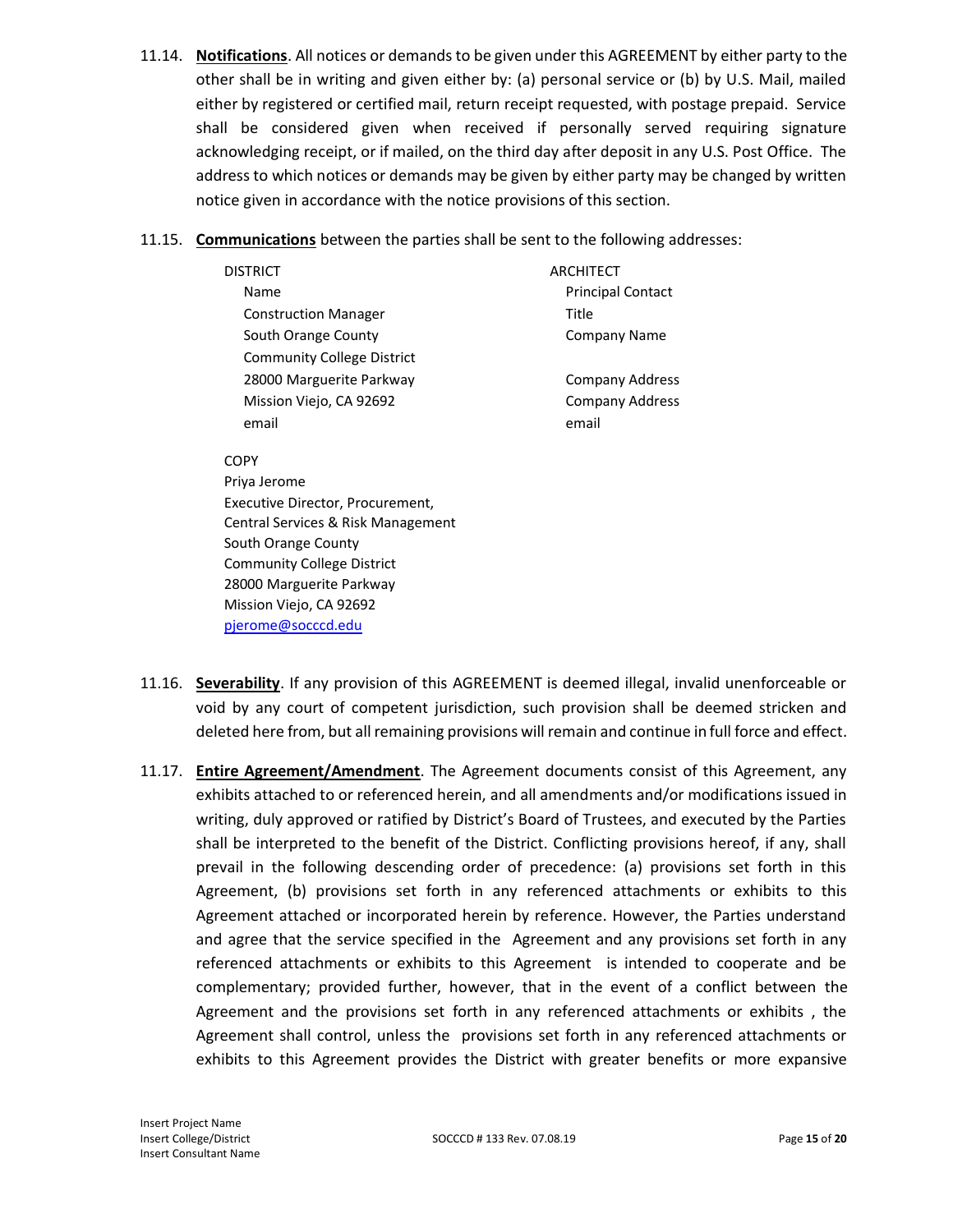11.14. **Notifications**. All notices or demands to be given under this AGREEMENT by either party to the other shall be in writing and given either by: (a) personal service or (b) by U.S. Mail, mailed either by registered or certified mail, return receipt requested, with postage prepaid. Service shall be considered given when received if personally served requiring signature acknowledging receipt, or if mailed, on the third day after deposit in any U.S. Post Office. The address to which notices or demands may be given by either party may be changed by written notice given in accordance with the notice provisions of this section.

11.15. **Communications** between the parties shall be sent to the following addresses:

| DISTRICT | ARCHITECT |
|---|---|
| Name | Principal Contact |
| Construction Manager | Title |
| South Orange County | Company Name |
| Community College District | |
| 28000 Marguerite Parkway | Company Address |
| Mission Viejo, CA 92692 | Company Address |
| email | email |

COPY
Priya Jerome
Executive Director, Procurement,
Central Services & Risk Management
South Orange County
Community College District
28000 Marguerite Parkway
Mission Viejo, CA 92692
pjerome@socccd.edu

11.16. **Severability**. If any provision of this AGREEMENT is deemed illegal, invalid unenforceable or void by any court of competent jurisdiction, such provision shall be deemed stricken and deleted here from, but all remaining provisions will remain and continue in full force and effect.

11.17. **Entire Agreement/Amendment**. The Agreement documents consist of this Agreement, any exhibits attached to or referenced herein, and all amendments and/or modifications issued in writing, duly approved or ratified by District's Board of Trustees, and executed by the Parties shall be interpreted to the benefit of the District. Conflicting provisions hereof, if any, shall prevail in the following descending order of precedence: (a) provisions set forth in this Agreement, (b) provisions set forth in any referenced attachments or exhibits to this Agreement attached or incorporated herein by reference. However, the Parties understand and agree that the service specified in the Agreement and any provisions set forth in any referenced attachments or exhibits to this Agreement is intended to cooperate and be complementary; provided further, however, that in the event of a conflict between the Agreement and the provisions set forth in any referenced attachments or exhibits , the Agreement shall control, unless the provisions set forth in any referenced attachments or exhibits to this Agreement provides the District with greater benefits or more expansive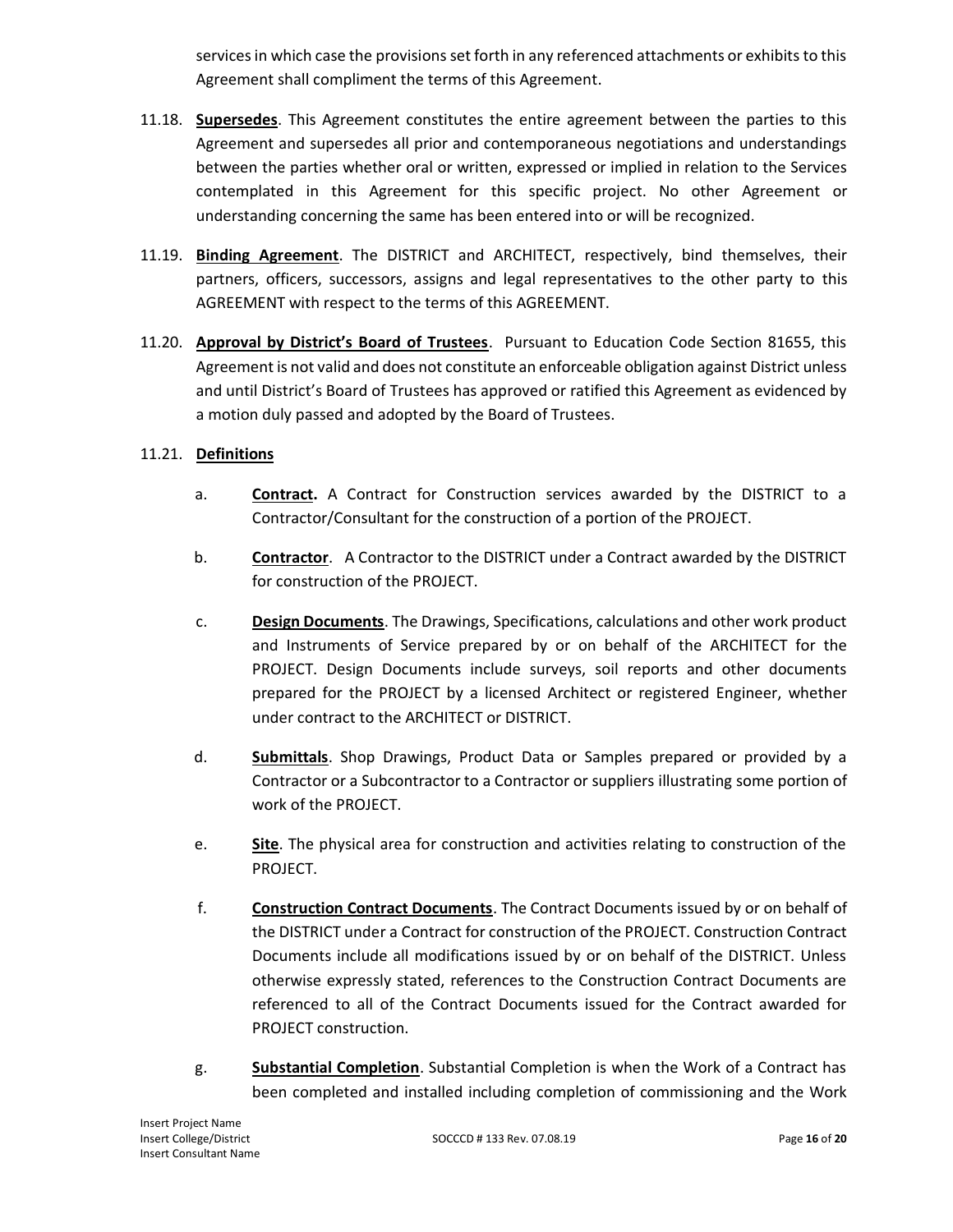services in which case the provisions set forth in any referenced attachments or exhibits to this Agreement shall compliment the terms of this Agreement.

11.18. **Supersedes**. This Agreement constitutes the entire agreement between the parties to this Agreement and supersedes all prior and contemporaneous negotiations and understandings between the parties whether oral or written, expressed or implied in relation to the Services contemplated in this Agreement for this specific project. No other Agreement or understanding concerning the same has been entered into or will be recognized.

11.19. **Binding Agreement**. The DISTRICT and ARCHITECT, respectively, bind themselves, their partners, officers, successors, assigns and legal representatives to the other party to this AGREEMENT with respect to the terms of this AGREEMENT.

11.20. **Approval by District's Board of Trustees**. Pursuant to Education Code Section 81655, this Agreement is not valid and does not constitute an enforceable obligation against District unless and until District's Board of Trustees has approved or ratified this Agreement as evidenced by a motion duly passed and adopted by the Board of Trustees.

11.21. **Definitions**

a. **Contract.** A Contract for Construction services awarded by the DISTRICT to a Contractor/Consultant for the construction of a portion of the PROJECT.

b. **Contractor**. A Contractor to the DISTRICT under a Contract awarded by the DISTRICT for construction of the PROJECT.

c. **Design Documents**. The Drawings, Specifications, calculations and other work product and Instruments of Service prepared by or on behalf of the ARCHITECT for the PROJECT. Design Documents include surveys, soil reports and other documents prepared for the PROJECT by a licensed Architect or registered Engineer, whether under contract to the ARCHITECT or DISTRICT.

d. **Submittals**. Shop Drawings, Product Data or Samples prepared or provided by a Contractor or a Subcontractor to a Contractor or suppliers illustrating some portion of work of the PROJECT.

e. **Site**. The physical area for construction and activities relating to construction of the PROJECT.

f. **Construction Contract Documents**. The Contract Documents issued by or on behalf of the DISTRICT under a Contract for construction of the PROJECT. Construction Contract Documents include all modifications issued by or on behalf of the DISTRICT. Unless otherwise expressly stated, references to the Construction Contract Documents are referenced to all of the Contract Documents issued for the Contract awarded for PROJECT construction.

g. **Substantial Completion**. Substantial Completion is when the Work of a Contract has been completed and installed including completion of commissioning and the Work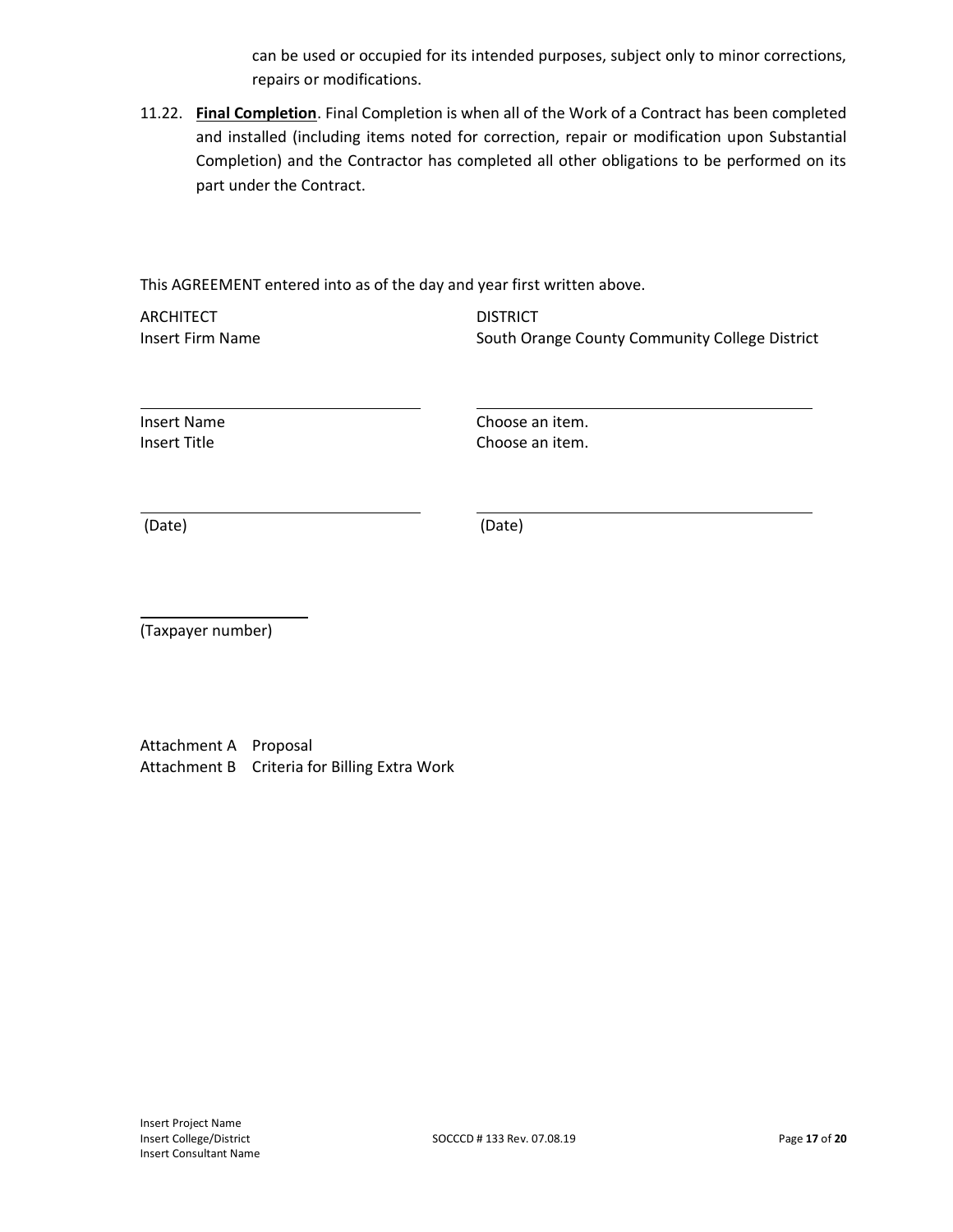can be used or occupied for its intended purposes, subject only to minor corrections, repairs or modifications.

11.22. **Final Completion**. Final Completion is when all of the Work of a Contract has been completed and installed (including items noted for correction, repair or modification upon Substantial Completion) and the Contractor has completed all other obligations to be performed on its part under the Contract.

This AGREEMENT entered into as of the day and year first written above.

| ARCHITECT | DISTRICT |
| --- | --- |
| Insert Firm Name | South Orange County Community College District |
| \_\_\_\_\_\_\_\_\_\_\_\_\_\_\_\_\_\_\_\_\_\_\_\_\_\_\_\_\_\_ | \_\_\_\_\_\_\_\_\_\_\_\_\_\_\_\_\_\_\_\_\_\_\_\_\_\_\_\_\_\_ |
| Insert Name | Choose an item. |
| Insert Title | Choose an item. |
| \_\_\_\_\_\_\_\_\_\_\_\_\_\_\_\_\_\_\_\_\_\_\_\_\_\_\_\_\_\_ | \_\_\_\_\_\_\_\_\_\_\_\_\_\_\_\_\_\_\_\_\_\_\_\_\_\_\_\_\_\_ |
| (Date) | (Date) |

\_\_\_\_\_\_\_\_\_\_\_\_\_\_\_\_\_\_\_\_

(Taxpayer number)

Attachment A Proposal

Attachment B Criteria for Billing Extra Work

Insert Project Name
Insert College/District
Insert Consultant Name
SOCCCD # 133 Rev. 07.08.19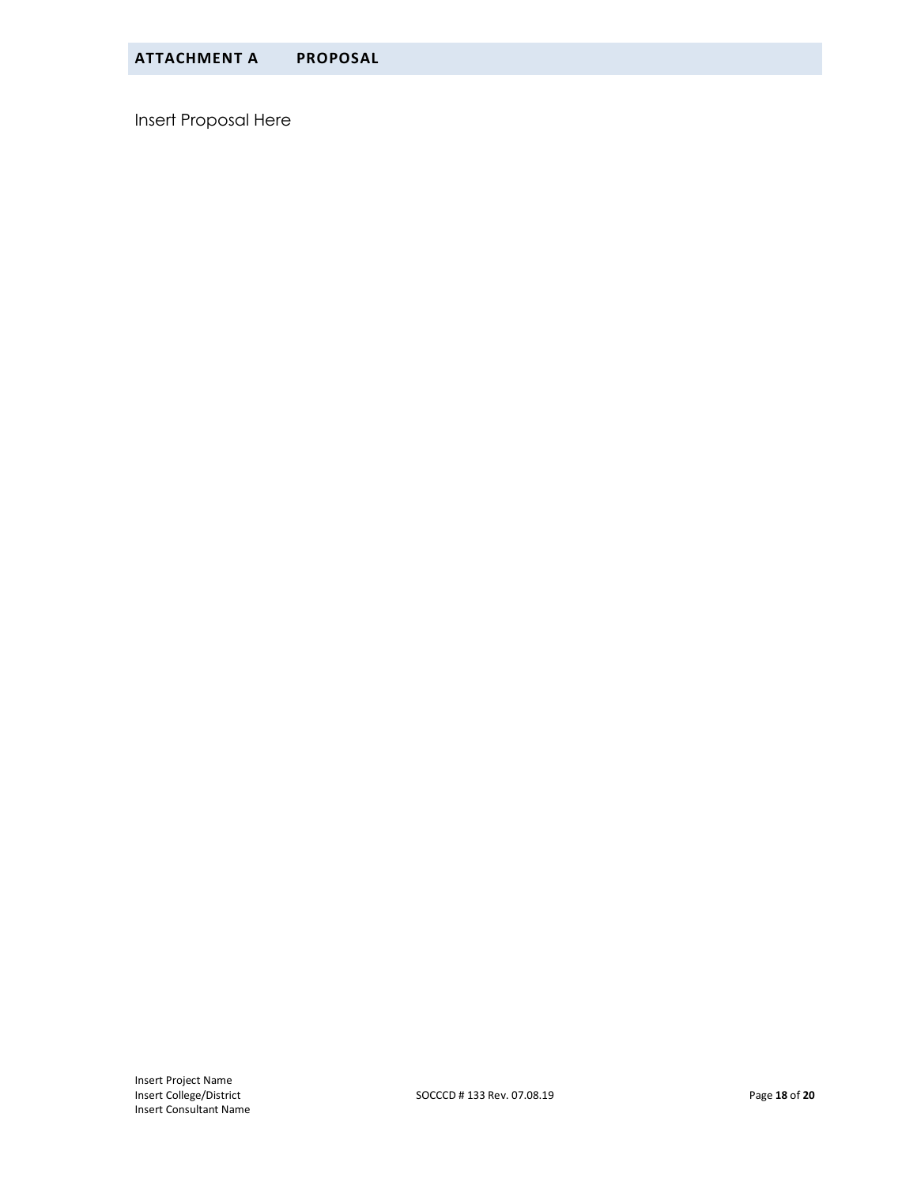## ATTACHMENT A PROPOSAL

Insert Proposal Here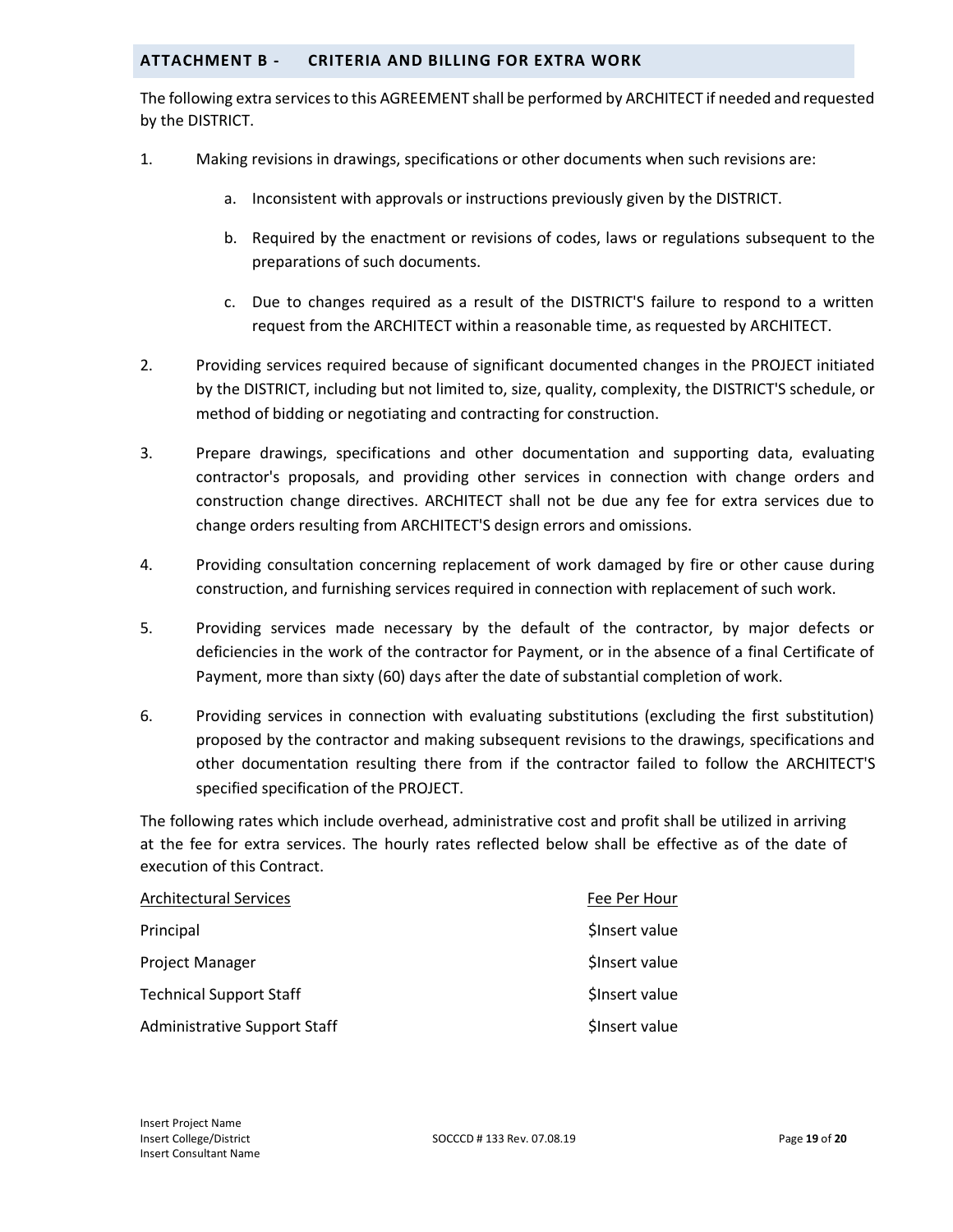## ATTACHMENT B - CRITERIA AND BILLING FOR EXTRA WORK

The following extra services to this AGREEMENT shall be performed by ARCHITECT if needed and requested by the DISTRICT.

1. Making revisions in drawings, specifications or other documents when such revisions are:

   a. Inconsistent with approvals or instructions previously given by the DISTRICT.

   b. Required by the enactment or revisions of codes, laws or regulations subsequent to the preparations of such documents.

   c. Due to changes required as a result of the DISTRICT'S failure to respond to a written request from the ARCHITECT within a reasonable time, as requested by ARCHITECT.

2. Providing services required because of significant documented changes in the PROJECT initiated by the DISTRICT, including but not limited to, size, quality, complexity, the DISTRICT'S schedule, or method of bidding or negotiating and contracting for construction.

3. Prepare drawings, specifications and other documentation and supporting data, evaluating contractor's proposals, and providing other services in connection with change orders and construction change directives. ARCHITECT shall not be due any fee for extra services due to change orders resulting from ARCHITECT'S design errors and omissions.

4. Providing consultation concerning replacement of work damaged by fire or other cause during construction, and furnishing services required in connection with replacement of such work.

5. Providing services made necessary by the default of the contractor, by major defects or deficiencies in the work of the contractor for Payment, or in the absence of a final Certificate of Payment, more than sixty (60) days after the date of substantial completion of work.

6. Providing services in connection with evaluating substitutions (excluding the first substitution) proposed by the contractor and making subsequent revisions to the drawings, specifications and other documentation resulting there from if the contractor failed to follow the ARCHITECT'S specified specification of the PROJECT.

The following rates which include overhead, administrative cost and profit shall be utilized in arriving at the fee for extra services. The hourly rates reflected below shall be effective as of the date of execution of this Contract.

| Architectural Services | Fee Per Hour |
|---|---|
| Principal | $Insert value |
| Project Manager | $Insert value |
| Technical Support Staff | $Insert value |
| Administrative Support Staff | $Insert value |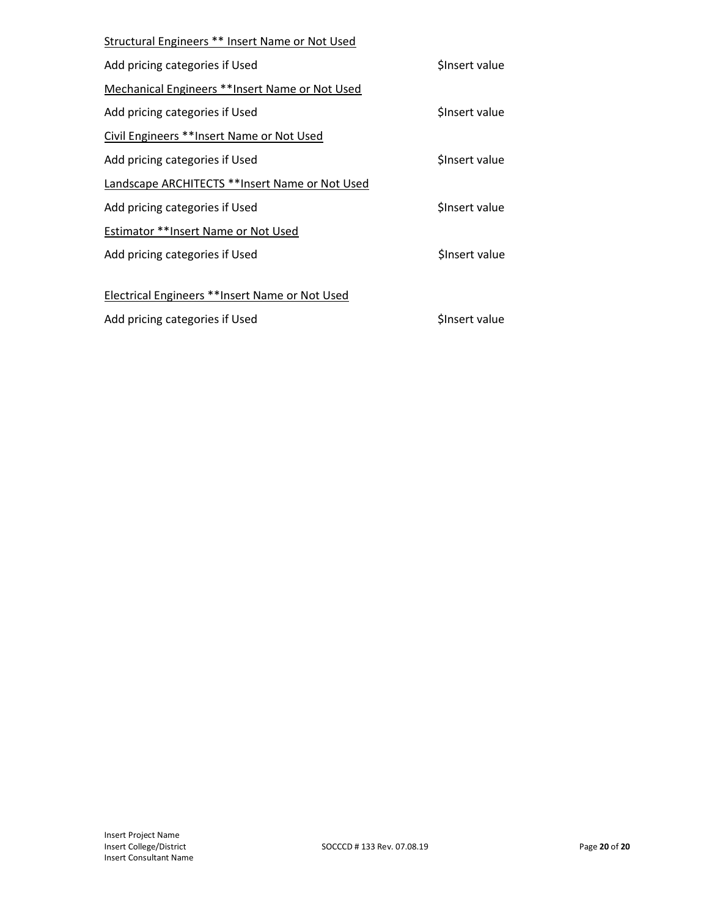<u>Structural Engineers ** Insert Name or Not Used</u>

Add pricing categories if Used $Insert value

<u>Mechanical Engineers **Insert Name or Not Used</u>

Add pricing categories if Used $Insert value

<u>Civil Engineers **Insert Name or Not Used</u>

Add pricing categories if Used $Insert value

<u>Landscape ARCHITECTS **Insert Name or Not Used</u>

Add pricing categories if Used $Insert value

<u>Estimator **Insert Name or Not Used</u>

Add pricing categories if Used $Insert value

<u>Electrical Engineers **Insert Name or Not Used</u>

Add pricing categories if Used $Insert value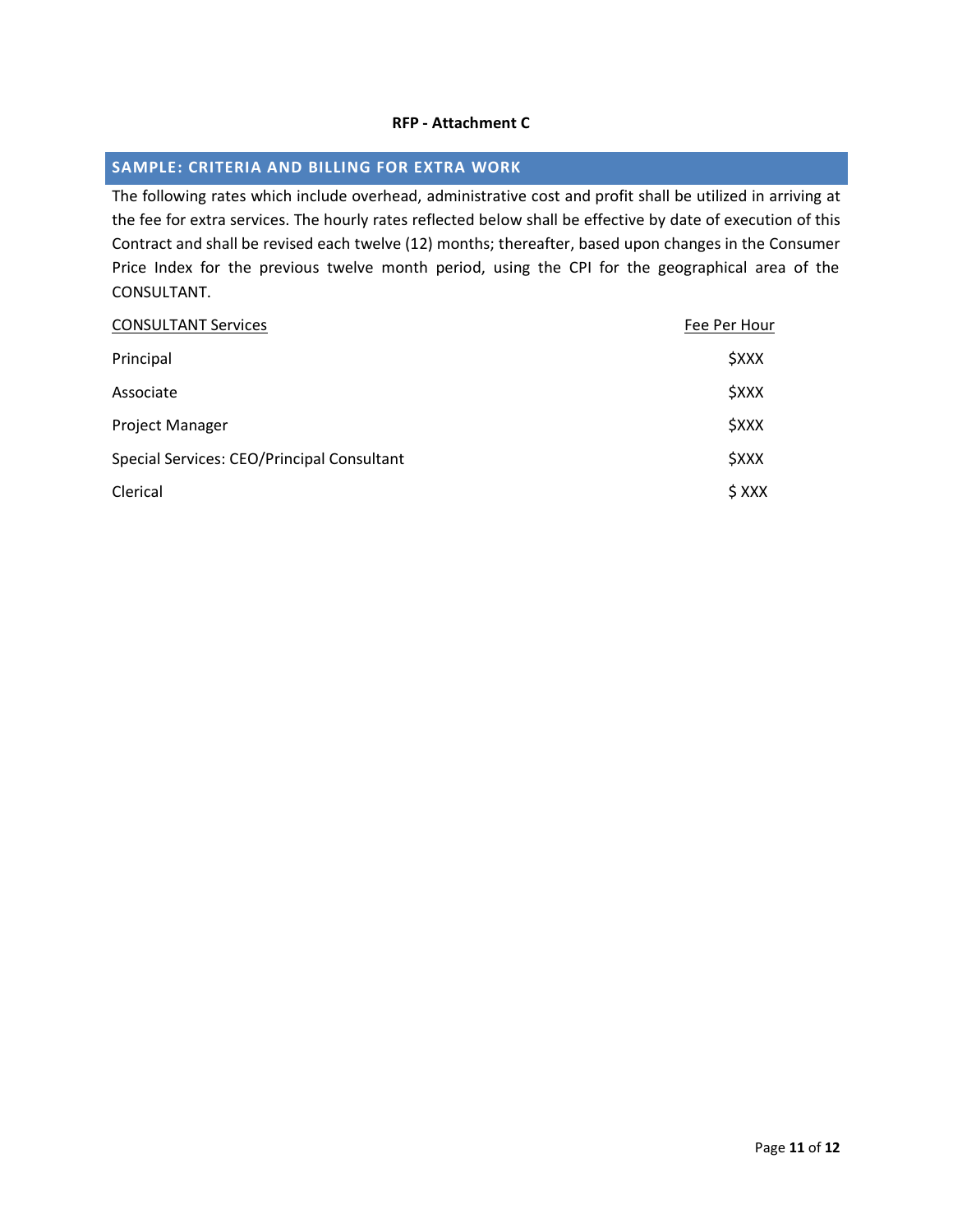**RFP - Attachment C**

## SAMPLE: CRITERIA AND BILLING FOR EXTRA WORK

The following rates which include overhead, administrative cost and profit shall be utilized in arriving at the fee for extra services. The hourly rates reflected below shall be effective by date of execution of this Contract and shall be revised each twelve (12) months; thereafter, based upon changes in the Consumer Price Index for the previous twelve month period, using the CPI for the geographical area of the CONSULTANT.

| CONSULTANT Services | Fee Per Hour |
|---|---|
| Principal | $XXX |
| Associate | $XXX |
| Project Manager | $XXX |
| Special Services: CEO/Principal Consultant | $XXX |
| Clerical | $ XXX |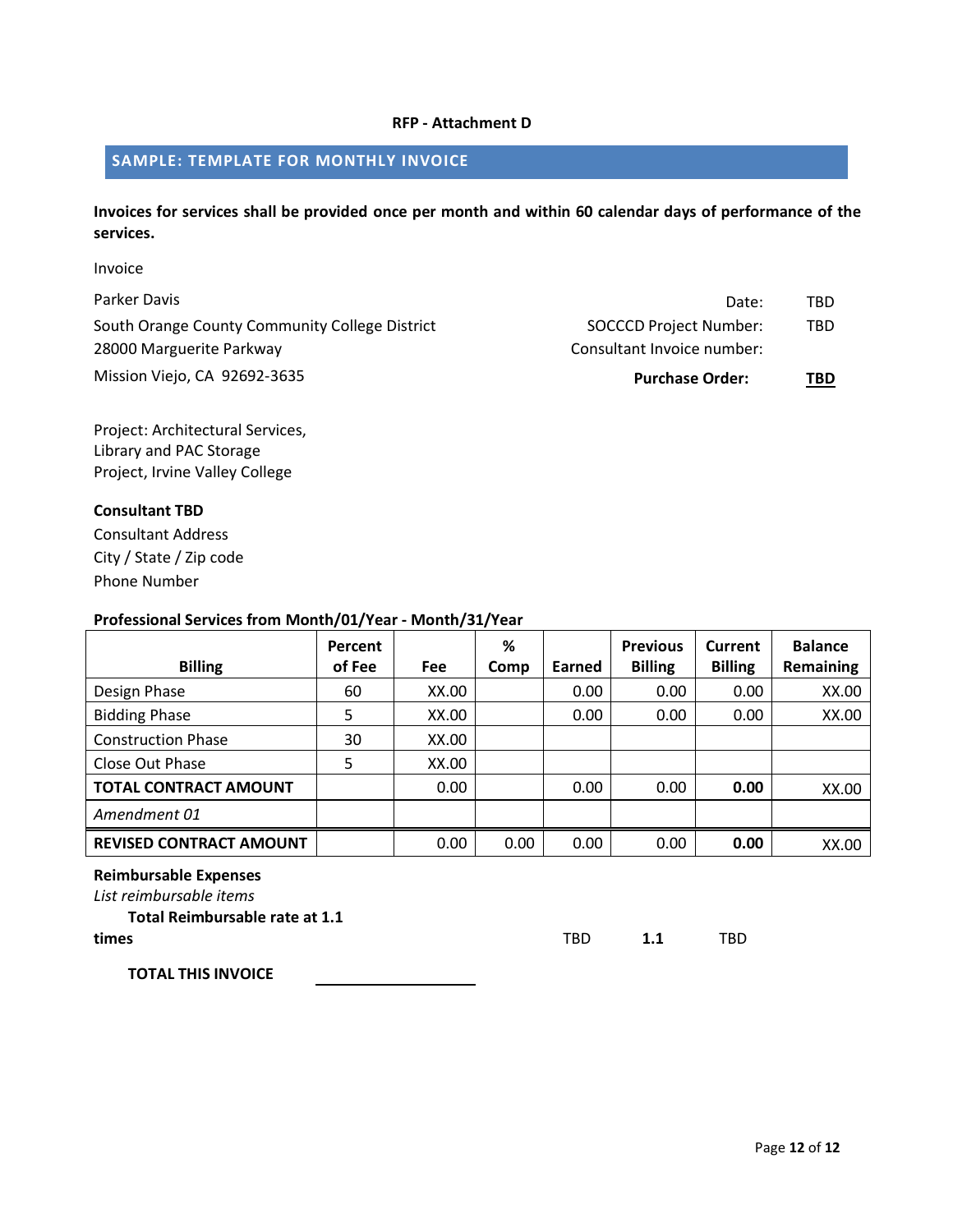**RFP - Attachment D**

## SAMPLE: TEMPLATE FOR MONTHLY INVOICE

**Invoices for services shall be provided once per month and within 60 calendar days of performance of the services.**

Invoice

Parker Davis
South Orange County Community College District
28000 Marguerite Parkway
Mission Viejo, CA 92692-3635

Date: TBD
SOCCCD Project Number: TBD
Consultant Invoice number:
**Purchase Order: TBD**

Project: Architectural Services, Library and PAC Storage Project, Irvine Valley College

**Consultant TBD**
Consultant Address
City / State / Zip code
Phone Number

**Professional Services from Month/01/Year - Month/31/Year**

| Billing | Percent of Fee | Fee | % Comp | Earned | Previous Billing | Current Billing | Balance Remaining |
|---|---|---|---|---|---|---|---|
| Design Phase | 60 | XX.00 | | 0.00 | 0.00 | 0.00 | XX.00 |
| Bidding Phase | 5 | XX.00 | | 0.00 | 0.00 | 0.00 | XX.00 |
| Construction Phase | 30 | XX.00 | | | | | |
| Close Out Phase | 5 | XX.00 | | | | | |
| **TOTAL CONTRACT AMOUNT** | | 0.00 | | 0.00 | 0.00 | **0.00** | XX.00 |
| *Amendment 01* | | | | | | | |
| **REVISED CONTRACT AMOUNT** | | 0.00 | 0.00 | 0.00 | 0.00 | **0.00** | XX.00 |

**Reimbursable Expenses**
*List reimbursable items*

**Total Reimbursable rate at 1.1 times** TBD **1.1** TBD

**TOTAL THIS INVOICE** ____________________